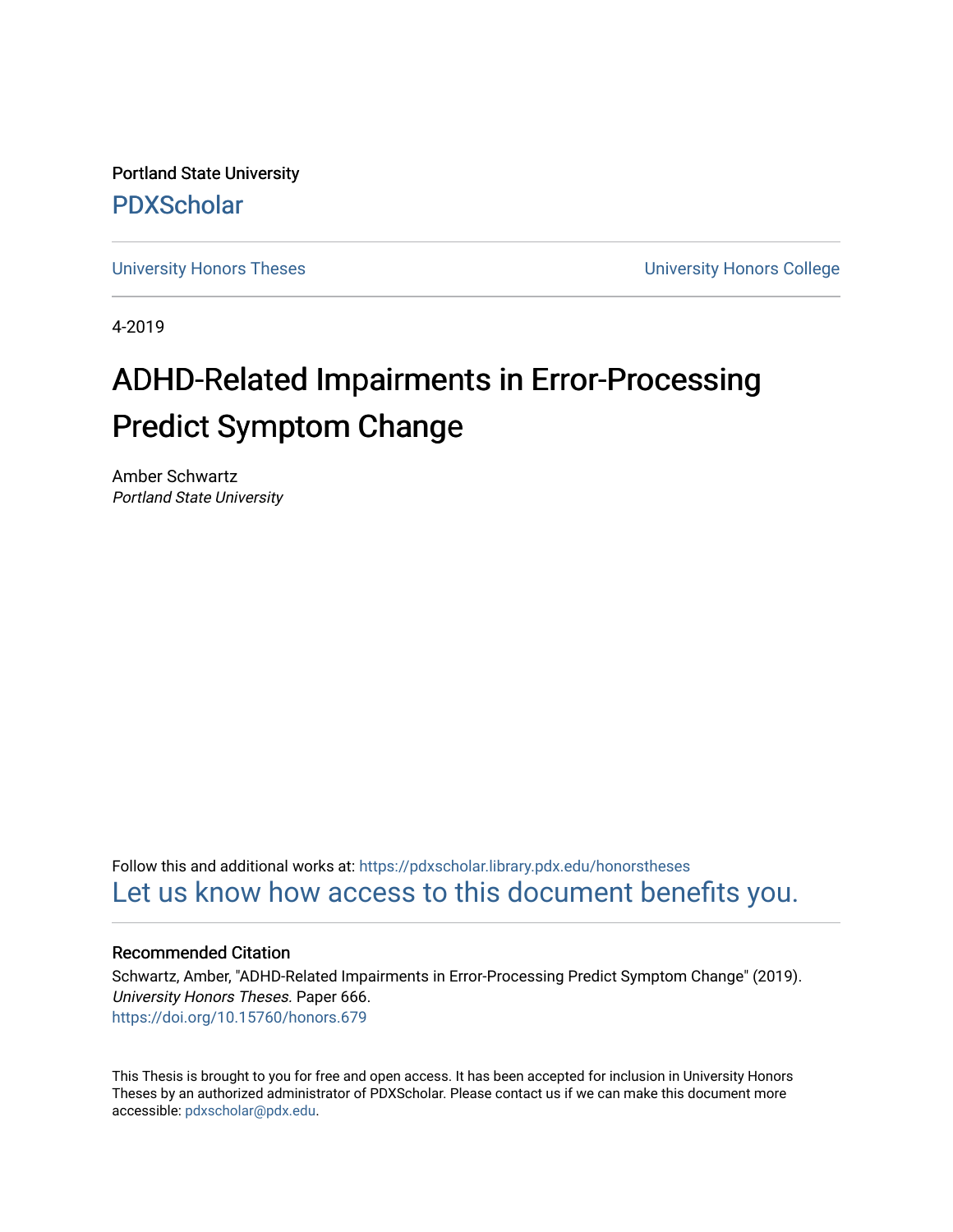Portland State University

PDXScholar

University Honors Theses

University Honors College

4-2019

# ADHD-Related Impairments in Error-Processing Predict Symptom Change

Amber Schwartz

*Portland State University*

Follow this and additional works at: https://pdxscholar.library.pdx.edu/honorstheses

Let us know how access to this document benefits you.

### Recommended Citation

Schwartz, Amber, "ADHD-Related Impairments in Error-Processing Predict Symptom Change" (2019). *University Honors Theses.* Paper 666.

https://doi.org/10.15760/honors.679

This Thesis is brought to you for free and open access. It has been accepted for inclusion in University Honors Theses by an authorized administrator of PDXScholar. Please contact us if we can make this document more accessible: pdxscholar@pdx.edu.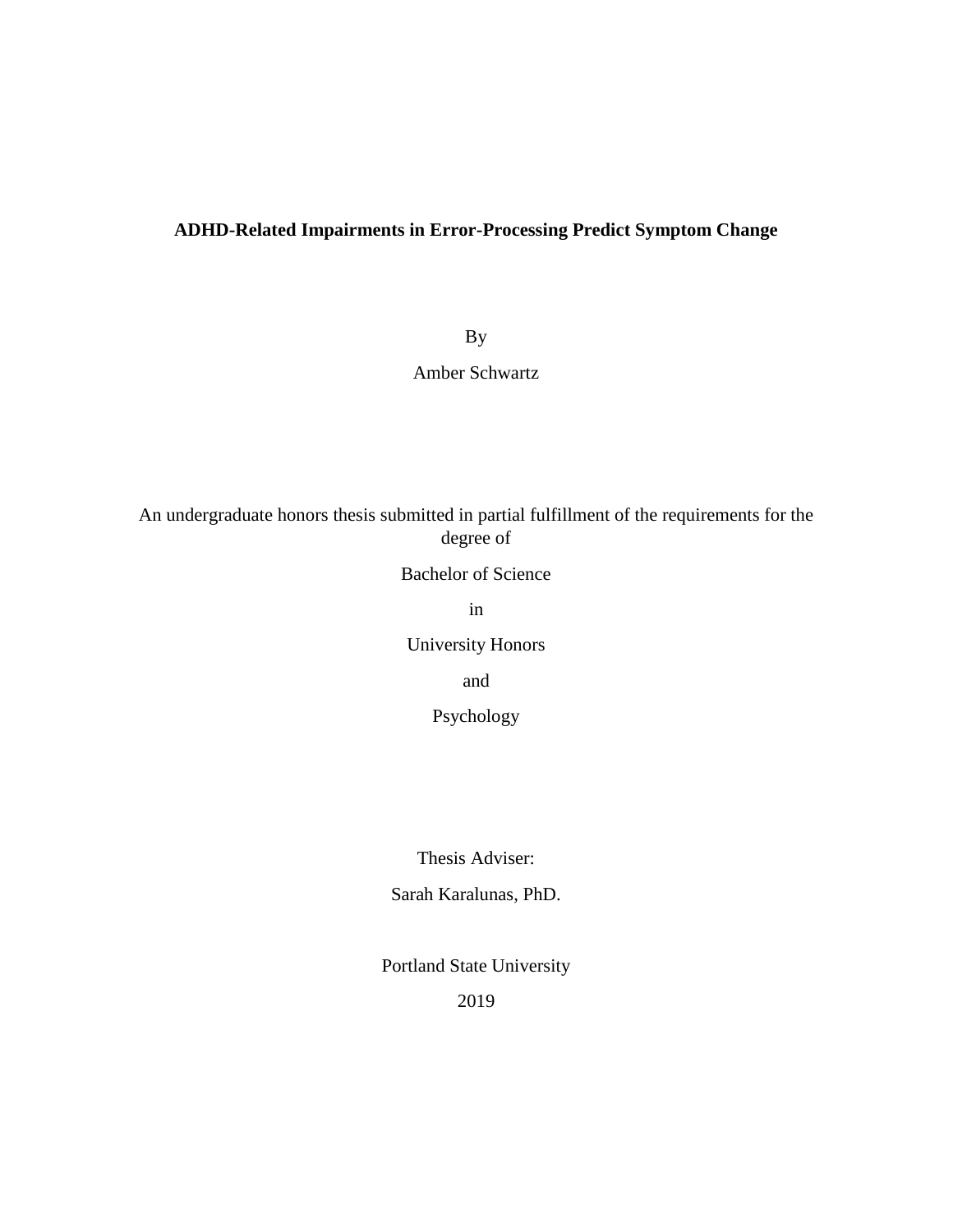# ADHD-Related Impairments in Error-Processing Predict Symptom Change

By

Amber Schwartz

An undergraduate honors thesis submitted in partial fulfillment of the requirements for the degree of

Bachelor of Science

in

University Honors

and

Psychology

Thesis Adviser:

Sarah Karalunas, PhD.

Portland State University

2019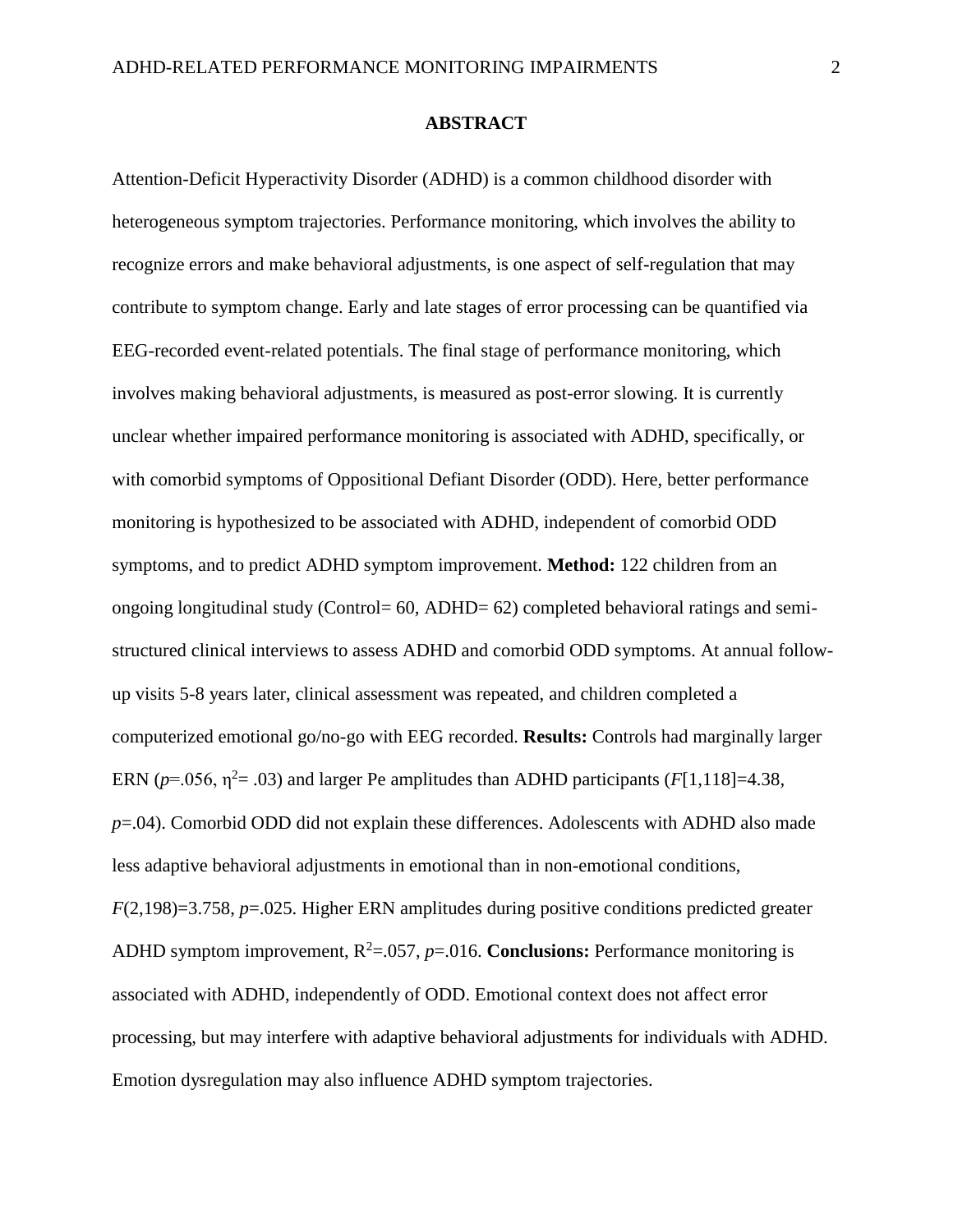## ABSTRACT

Attention-Deficit Hyperactivity Disorder (ADHD) is a common childhood disorder with heterogeneous symptom trajectories. Performance monitoring, which involves the ability to recognize errors and make behavioral adjustments, is one aspect of self-regulation that may contribute to symptom change. Early and late stages of error processing can be quantified via EEG-recorded event-related potentials. The final stage of performance monitoring, which involves making behavioral adjustments, is measured as post-error slowing. It is currently unclear whether impaired performance monitoring is associated with ADHD, specifically, or with comorbid symptoms of Oppositional Defiant Disorder (ODD). Here, better performance monitoring is hypothesized to be associated with ADHD, independent of comorbid ODD symptoms, and to predict ADHD symptom improvement. **Method:** 122 children from an ongoing longitudinal study (Control= 60, ADHD= 62) completed behavioral ratings and semi-structured clinical interviews to assess ADHD and comorbid ODD symptoms. At annual follow-up visits 5-8 years later, clinical assessment was repeated, and children completed a computerized emotional go/no-go with EEG recorded. **Results:** Controls had marginally larger ERN ($p$=.056, $\eta^2$= .03) and larger Pe amplitudes than ADHD participants ($F$[1,118]=4.38, $p$=.04). Comorbid ODD did not explain these differences. Adolescents with ADHD also made less adaptive behavioral adjustments in emotional than in non-emotional conditions, $F$(2,198)=3.758, $p$=.025. Higher ERN amplitudes during positive conditions predicted greater ADHD symptom improvement, $R^2$=.057, $p$=.016. **Conclusions:** Performance monitoring is associated with ADHD, independently of ODD. Emotional context does not affect error processing, but may interfere with adaptive behavioral adjustments for individuals with ADHD. Emotion dysregulation may also influence ADHD symptom trajectories.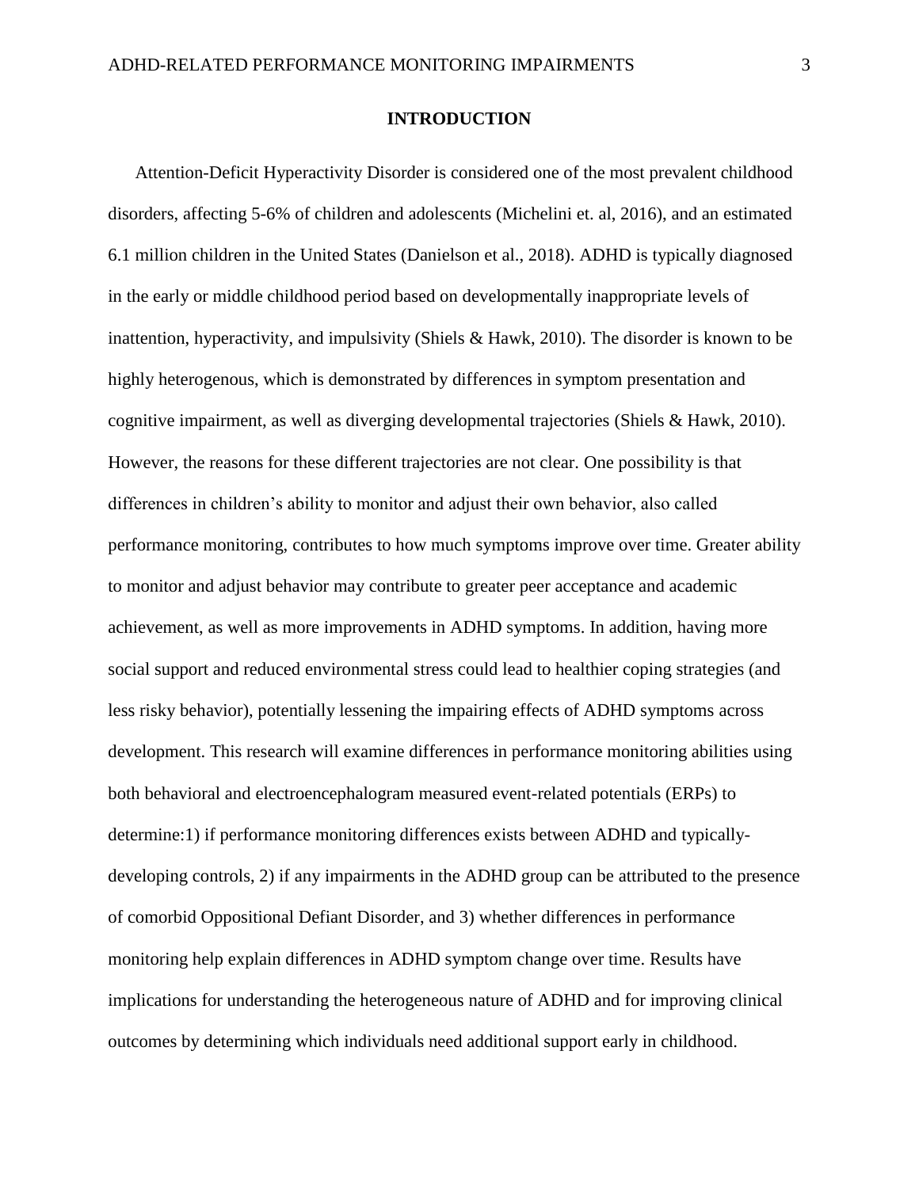# INTRODUCTION

Attention-Deficit Hyperactivity Disorder is considered one of the most prevalent childhood disorders, affecting 5-6% of children and adolescents (Michelini et. al, 2016), and an estimated 6.1 million children in the United States (Danielson et al., 2018). ADHD is typically diagnosed in the early or middle childhood period based on developmentally inappropriate levels of inattention, hyperactivity, and impulsivity (Shiels & Hawk, 2010). The disorder is known to be highly heterogenous, which is demonstrated by differences in symptom presentation and cognitive impairment, as well as diverging developmental trajectories (Shiels & Hawk, 2010). However, the reasons for these different trajectories are not clear. One possibility is that differences in children's ability to monitor and adjust their own behavior, also called performance monitoring, contributes to how much symptoms improve over time. Greater ability to monitor and adjust behavior may contribute to greater peer acceptance and academic achievement, as well as more improvements in ADHD symptoms. In addition, having more social support and reduced environmental stress could lead to healthier coping strategies (and less risky behavior), potentially lessening the impairing effects of ADHD symptoms across development. This research will examine differences in performance monitoring abilities using both behavioral and electroencephalogram measured event-related potentials (ERPs) to determine:1) if performance monitoring differences exists between ADHD and typically-developing controls, 2) if any impairments in the ADHD group can be attributed to the presence of comorbid Oppositional Defiant Disorder, and 3) whether differences in performance monitoring help explain differences in ADHD symptom change over time. Results have implications for understanding the heterogeneous nature of ADHD and for improving clinical outcomes by determining which individuals need additional support early in childhood.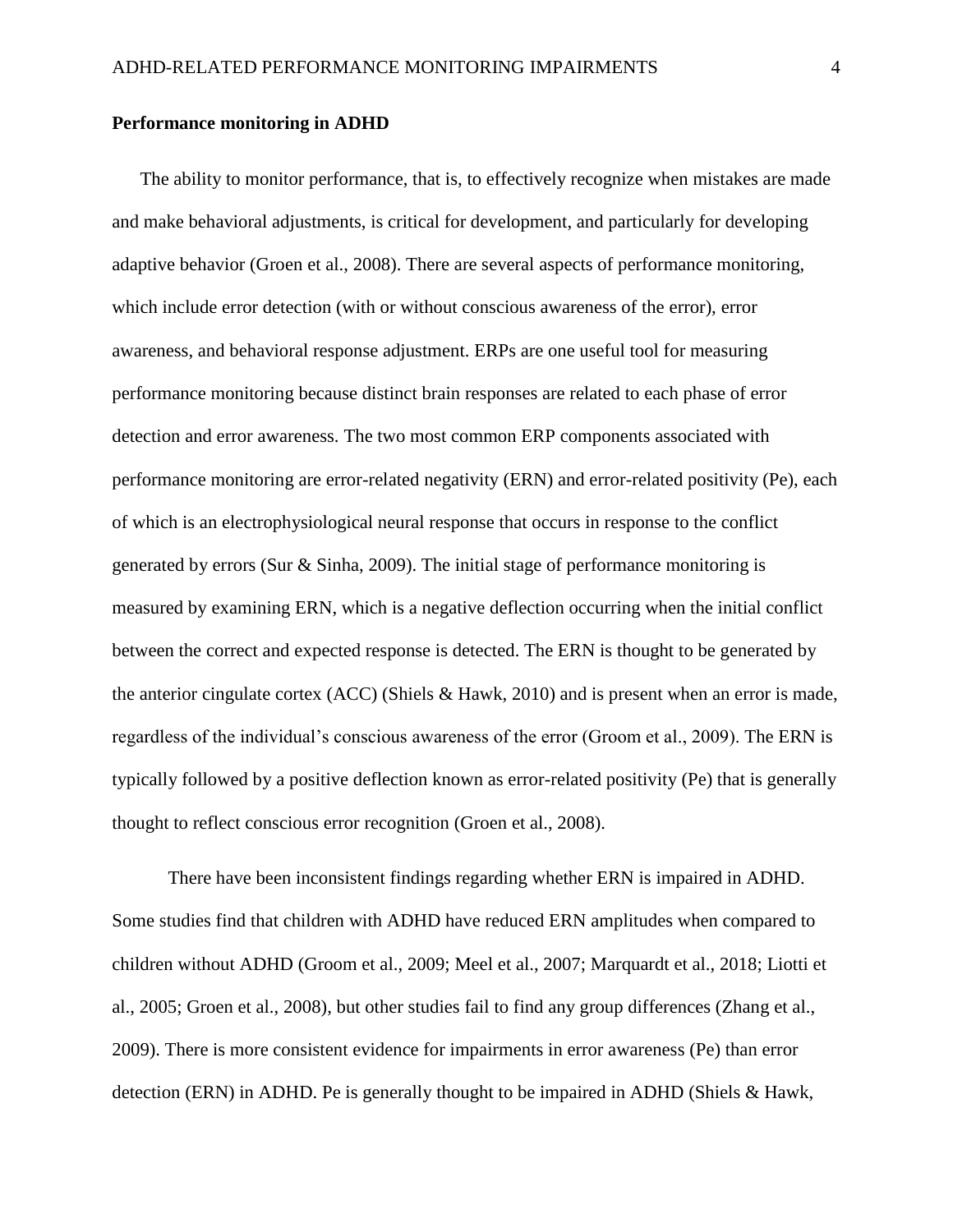**Performance monitoring in ADHD**

The ability to monitor performance, that is, to effectively recognize when mistakes are made and make behavioral adjustments, is critical for development, and particularly for developing adaptive behavior (Groen et al., 2008). There are several aspects of performance monitoring, which include error detection (with or without conscious awareness of the error), error awareness, and behavioral response adjustment. ERPs are one useful tool for measuring performance monitoring because distinct brain responses are related to each phase of error detection and error awareness. The two most common ERP components associated with performance monitoring are error-related negativity (ERN) and error-related positivity (Pe), each of which is an electrophysiological neural response that occurs in response to the conflict generated by errors (Sur & Sinha, 2009). The initial stage of performance monitoring is measured by examining ERN, which is a negative deflection occurring when the initial conflict between the correct and expected response is detected. The ERN is thought to be generated by the anterior cingulate cortex (ACC) (Shiels & Hawk, 2010) and is present when an error is made, regardless of the individual's conscious awareness of the error (Groom et al., 2009). The ERN is typically followed by a positive deflection known as error-related positivity (Pe) that is generally thought to reflect conscious error recognition (Groen et al., 2008).

There have been inconsistent findings regarding whether ERN is impaired in ADHD. Some studies find that children with ADHD have reduced ERN amplitudes when compared to children without ADHD (Groom et al., 2009; Meel et al., 2007; Marquardt et al., 2018; Liotti et al., 2005; Groen et al., 2008), but other studies fail to find any group differences (Zhang et al., 2009). There is more consistent evidence for impairments in error awareness (Pe) than error detection (ERN) in ADHD. Pe is generally thought to be impaired in ADHD (Shiels & Hawk,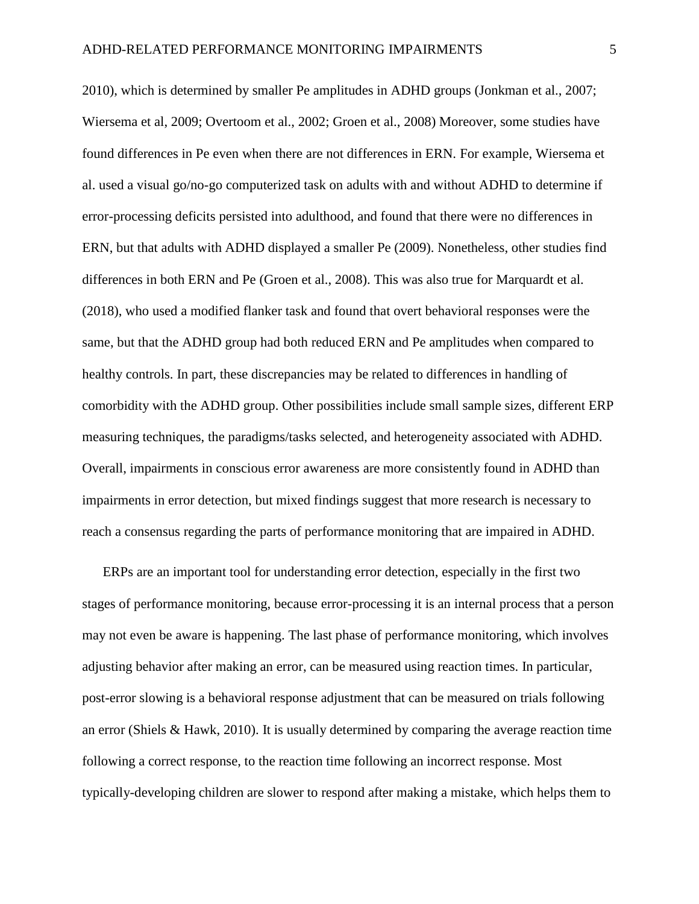2010), which is determined by smaller Pe amplitudes in ADHD groups (Jonkman et al., 2007; Wiersema et al, 2009; Overtoom et al., 2002; Groen et al., 2008) Moreover, some studies have found differences in Pe even when there are not differences in ERN. For example, Wiersema et al. used a visual go/no-go computerized task on adults with and without ADHD to determine if error-processing deficits persisted into adulthood, and found that there were no differences in ERN, but that adults with ADHD displayed a smaller Pe (2009). Nonetheless, other studies find differences in both ERN and Pe (Groen et al., 2008). This was also true for Marquardt et al. (2018), who used a modified flanker task and found that overt behavioral responses were the same, but that the ADHD group had both reduced ERN and Pe amplitudes when compared to healthy controls. In part, these discrepancies may be related to differences in handling of comorbidity with the ADHD group. Other possibilities include small sample sizes, different ERP measuring techniques, the paradigms/tasks selected, and heterogeneity associated with ADHD. Overall, impairments in conscious error awareness are more consistently found in ADHD than impairments in error detection, but mixed findings suggest that more research is necessary to reach a consensus regarding the parts of performance monitoring that are impaired in ADHD.

ERPs are an important tool for understanding error detection, especially in the first two stages of performance monitoring, because error-processing it is an internal process that a person may not even be aware is happening. The last phase of performance monitoring, which involves adjusting behavior after making an error, can be measured using reaction times. In particular, post-error slowing is a behavioral response adjustment that can be measured on trials following an error (Shiels & Hawk, 2010). It is usually determined by comparing the average reaction time following a correct response, to the reaction time following an incorrect response. Most typically-developing children are slower to respond after making a mistake, which helps them to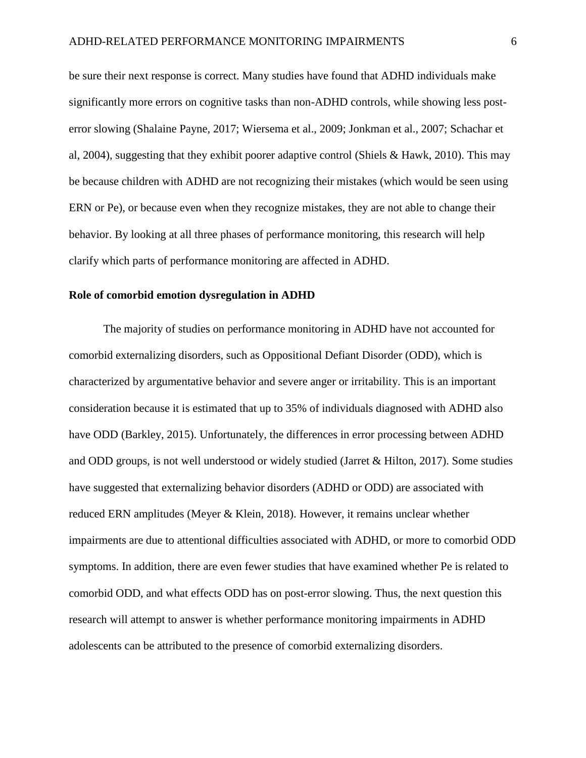be sure their next response is correct. Many studies have found that ADHD individuals make significantly more errors on cognitive tasks than non-ADHD controls, while showing less post-error slowing (Shalaine Payne, 2017; Wiersema et al., 2009; Jonkman et al., 2007; Schachar et al, 2004), suggesting that they exhibit poorer adaptive control (Shiels & Hawk, 2010). This may be because children with ADHD are not recognizing their mistakes (which would be seen using ERN or Pe), or because even when they recognize mistakes, they are not able to change their behavior. By looking at all three phases of performance monitoring, this research will help clarify which parts of performance monitoring are affected in ADHD.

**Role of comorbid emotion dysregulation in ADHD**

The majority of studies on performance monitoring in ADHD have not accounted for comorbid externalizing disorders, such as Oppositional Defiant Disorder (ODD), which is characterized by argumentative behavior and severe anger or irritability. This is an important consideration because it is estimated that up to 35% of individuals diagnosed with ADHD also have ODD (Barkley, 2015). Unfortunately, the differences in error processing between ADHD and ODD groups, is not well understood or widely studied (Jarret & Hilton, 2017). Some studies have suggested that externalizing behavior disorders (ADHD or ODD) are associated with reduced ERN amplitudes (Meyer & Klein, 2018). However, it remains unclear whether impairments are due to attentional difficulties associated with ADHD, or more to comorbid ODD symptoms. In addition, there are even fewer studies that have examined whether Pe is related to comorbid ODD, and what effects ODD has on post-error slowing. Thus, the next question this research will attempt to answer is whether performance monitoring impairments in ADHD adolescents can be attributed to the presence of comorbid externalizing disorders.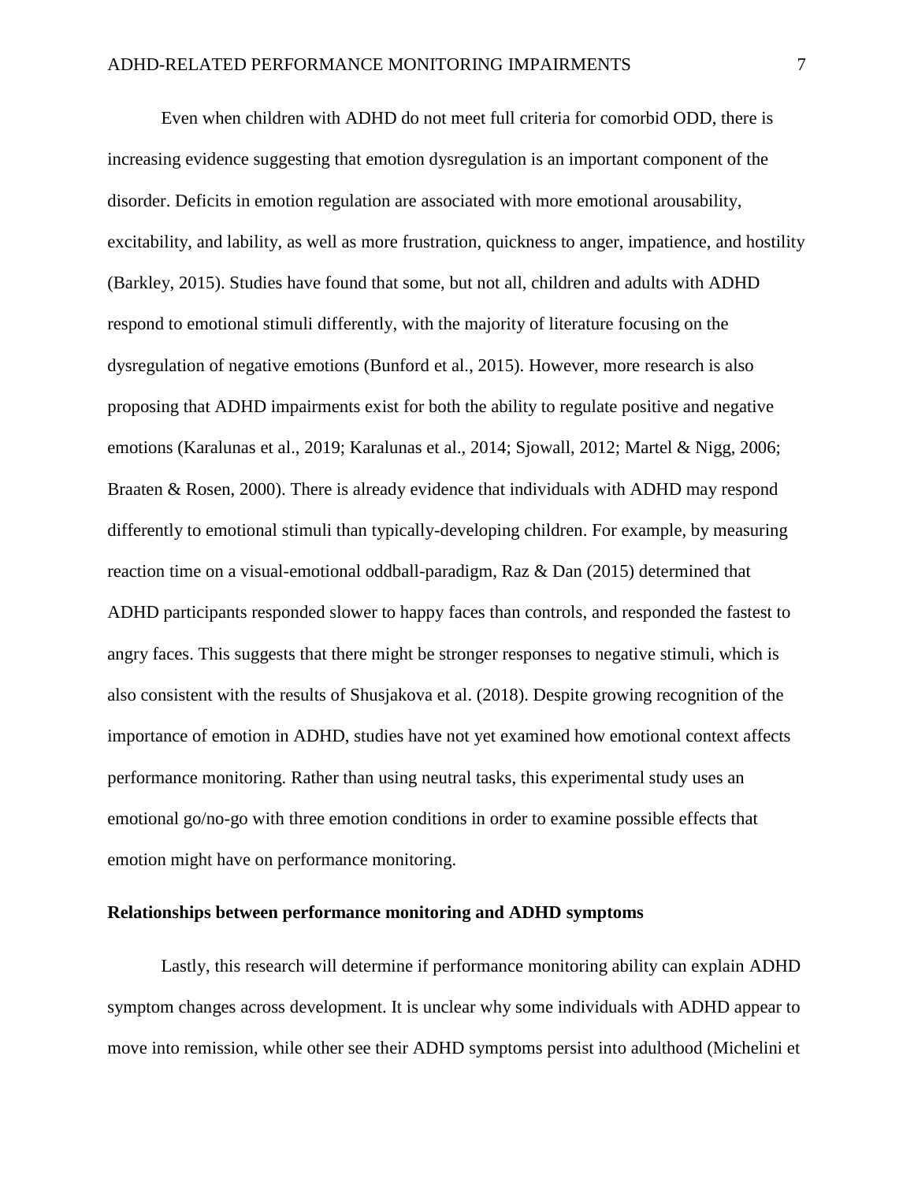Even when children with ADHD do not meet full criteria for comorbid ODD, there is increasing evidence suggesting that emotion dysregulation is an important component of the disorder. Deficits in emotion regulation are associated with more emotional arousability, excitability, and lability, as well as more frustration, quickness to anger, impatience, and hostility (Barkley, 2015). Studies have found that some, but not all, children and adults with ADHD respond to emotional stimuli differently, with the majority of literature focusing on the dysregulation of negative emotions (Bunford et al., 2015). However, more research is also proposing that ADHD impairments exist for both the ability to regulate positive and negative emotions (Karalunas et al., 2019; Karalunas et al., 2014; Sjowall, 2012; Martel & Nigg, 2006; Braaten & Rosen, 2000). There is already evidence that individuals with ADHD may respond differently to emotional stimuli than typically-developing children. For example, by measuring reaction time on a visual-emotional oddball-paradigm, Raz & Dan (2015) determined that ADHD participants responded slower to happy faces than controls, and responded the fastest to angry faces. This suggests that there might be stronger responses to negative stimuli, which is also consistent with the results of Shusjakova et al. (2018). Despite growing recognition of the importance of emotion in ADHD, studies have not yet examined how emotional context affects performance monitoring. Rather than using neutral tasks, this experimental study uses an emotional go/no-go with three emotion conditions in order to examine possible effects that emotion might have on performance monitoring.

**Relationships between performance monitoring and ADHD symptoms**

Lastly, this research will determine if performance monitoring ability can explain ADHD symptom changes across development. It is unclear why some individuals with ADHD appear to move into remission, while other see their ADHD symptoms persist into adulthood (Michelini et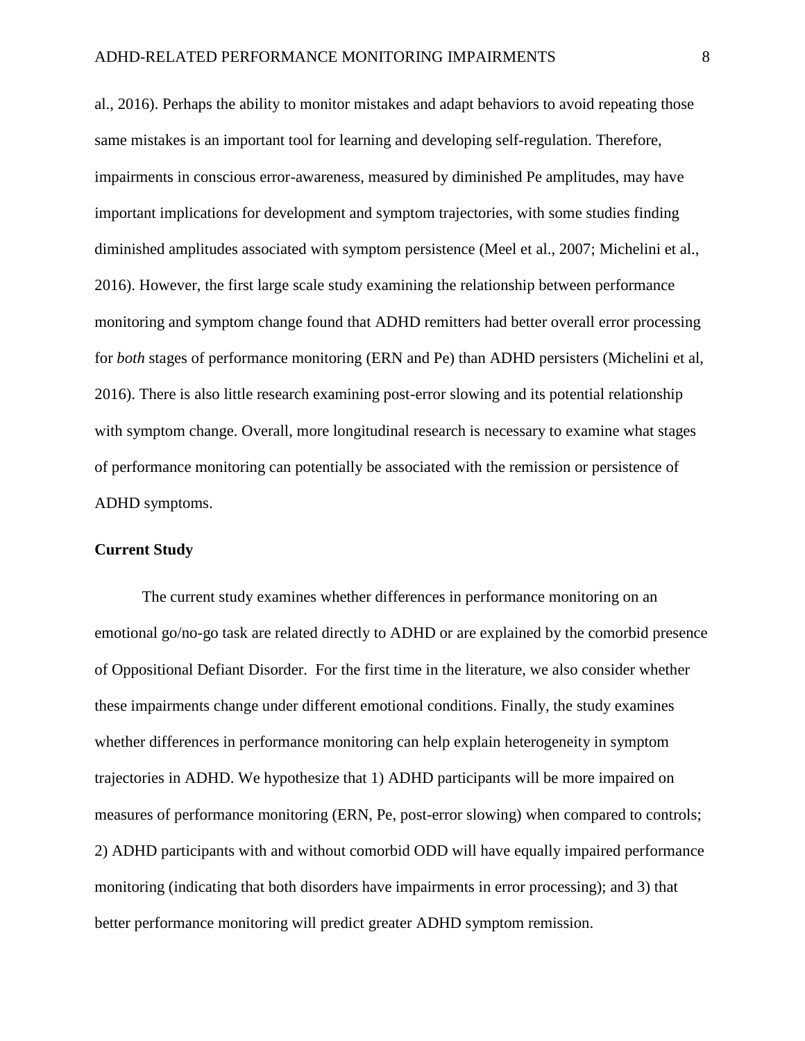al., 2016). Perhaps the ability to monitor mistakes and adapt behaviors to avoid repeating those same mistakes is an important tool for learning and developing self-regulation. Therefore, impairments in conscious error-awareness, measured by diminished Pe amplitudes, may have important implications for development and symptom trajectories, with some studies finding diminished amplitudes associated with symptom persistence (Meel et al., 2007; Michelini et al., 2016). However, the first large scale study examining the relationship between performance monitoring and symptom change found that ADHD remitters had better overall error processing for *both* stages of performance monitoring (ERN and Pe) than ADHD persisters (Michelini et al, 2016). There is also little research examining post-error slowing and its potential relationship with symptom change. Overall, more longitudinal research is necessary to examine what stages of performance monitoring can potentially be associated with the remission or persistence of ADHD symptoms.

## Current Study

The current study examines whether differences in performance monitoring on an emotional go/no-go task are related directly to ADHD or are explained by the comorbid presence of Oppositional Defiant Disorder. For the first time in the literature, we also consider whether these impairments change under different emotional conditions. Finally, the study examines whether differences in performance monitoring can help explain heterogeneity in symptom trajectories in ADHD. We hypothesize that 1) ADHD participants will be more impaired on measures of performance monitoring (ERN, Pe, post-error slowing) when compared to controls; 2) ADHD participants with and without comorbid ODD will have equally impaired performance monitoring (indicating that both disorders have impairments in error processing); and 3) that better performance monitoring will predict greater ADHD symptom remission.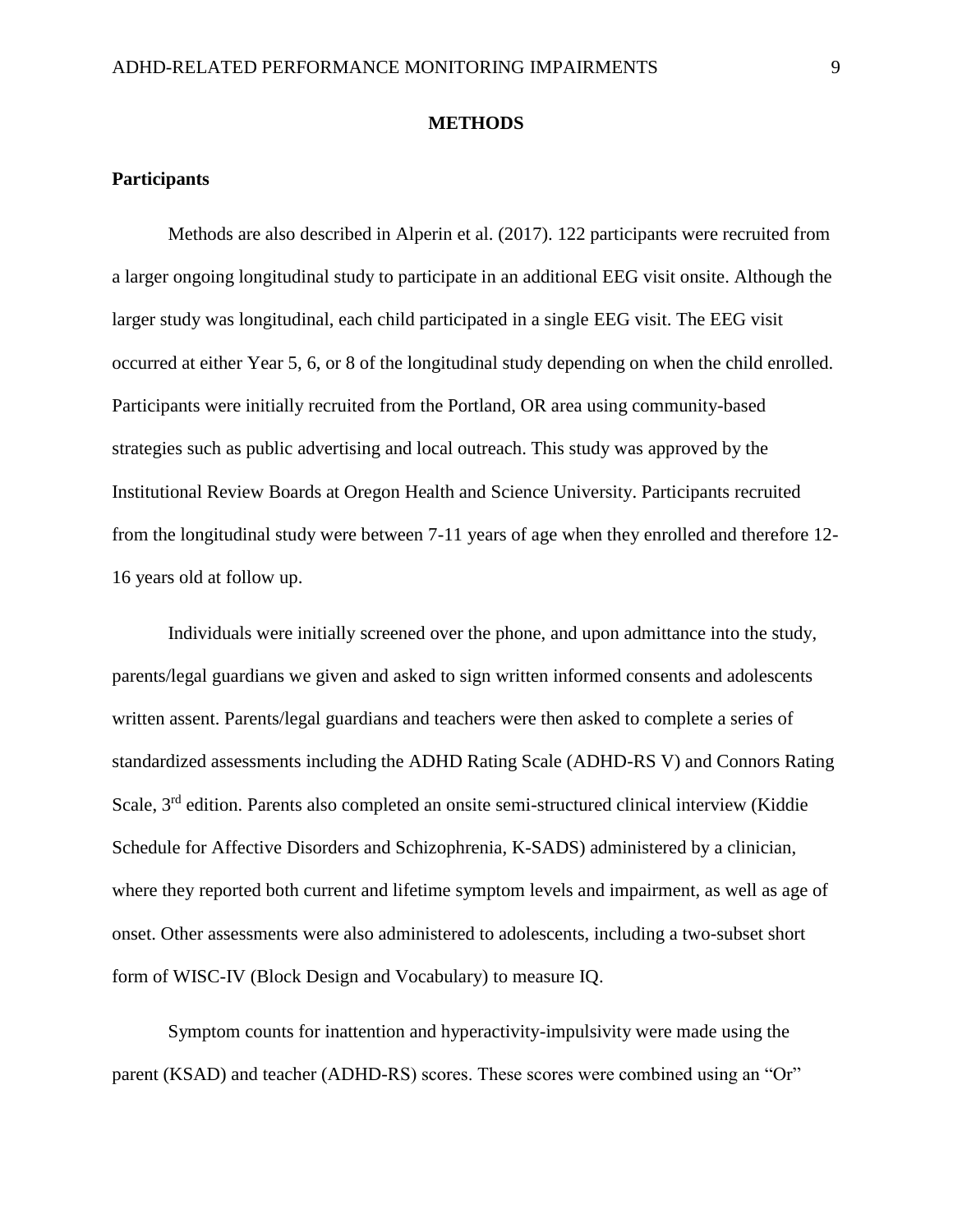# METHODS

## Participants

Methods are also described in Alperin et al. (2017). 122 participants were recruited from a larger ongoing longitudinal study to participate in an additional EEG visit onsite. Although the larger study was longitudinal, each child participated in a single EEG visit. The EEG visit occurred at either Year 5, 6, or 8 of the longitudinal study depending on when the child enrolled. Participants were initially recruited from the Portland, OR area using community-based strategies such as public advertising and local outreach. This study was approved by the Institutional Review Boards at Oregon Health and Science University. Participants recruited from the longitudinal study were between 7-11 years of age when they enrolled and therefore 12-16 years old at follow up.

Individuals were initially screened over the phone, and upon admittance into the study, parents/legal guardians we given and asked to sign written informed consents and adolescents written assent. Parents/legal guardians and teachers were then asked to complete a series of standardized assessments including the ADHD Rating Scale (ADHD-RS V) and Connors Rating Scale, 3rd edition. Parents also completed an onsite semi-structured clinical interview (Kiddie Schedule for Affective Disorders and Schizophrenia, K-SADS) administered by a clinician, where they reported both current and lifetime symptom levels and impairment, as well as age of onset. Other assessments were also administered to adolescents, including a two-subset short form of WISC-IV (Block Design and Vocabulary) to measure IQ.

Symptom counts for inattention and hyperactivity-impulsivity were made using the parent (KSAD) and teacher (ADHD-RS) scores. These scores were combined using an "Or"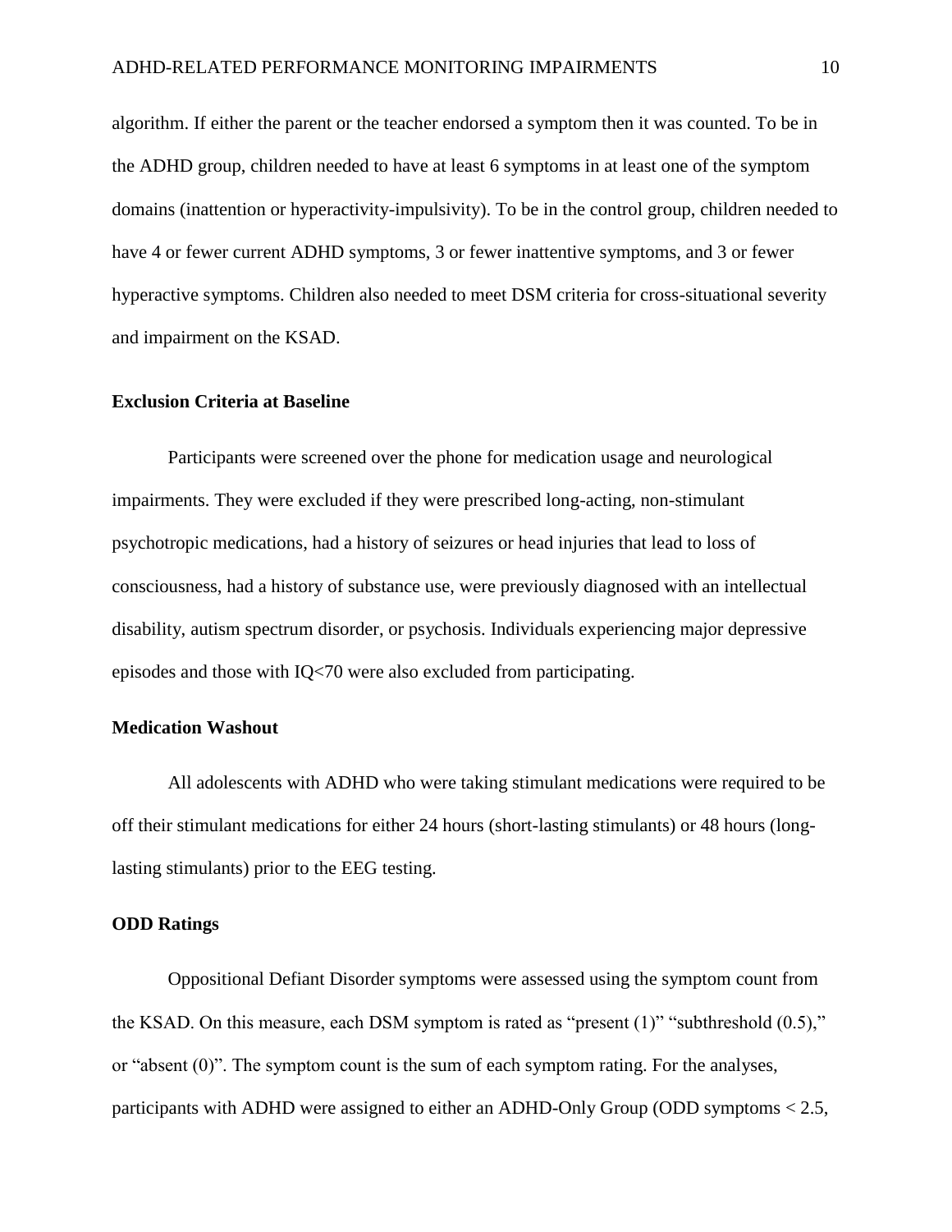algorithm. If either the parent or the teacher endorsed a symptom then it was counted. To be in the ADHD group, children needed to have at least 6 symptoms in at least one of the symptom domains (inattention or hyperactivity-impulsivity). To be in the control group, children needed to have 4 or fewer current ADHD symptoms, 3 or fewer inattentive symptoms, and 3 or fewer hyperactive symptoms. Children also needed to meet DSM criteria for cross-situational severity and impairment on the KSAD.

### Exclusion Criteria at Baseline

Participants were screened over the phone for medication usage and neurological impairments. They were excluded if they were prescribed long-acting, non-stimulant psychotropic medications, had a history of seizures or head injuries that lead to loss of consciousness, had a history of substance use, were previously diagnosed with an intellectual disability, autism spectrum disorder, or psychosis. Individuals experiencing major depressive episodes and those with IQ<70 were also excluded from participating.

### Medication Washout

All adolescents with ADHD who were taking stimulant medications were required to be off their stimulant medications for either 24 hours (short-lasting stimulants) or 48 hours (long-lasting stimulants) prior to the EEG testing.

### ODD Ratings

Oppositional Defiant Disorder symptoms were assessed using the symptom count from the KSAD. On this measure, each DSM symptom is rated as "present (1)" "subthreshold (0.5)," or "absent (0)". The symptom count is the sum of each symptom rating. For the analyses, participants with ADHD were assigned to either an ADHD-Only Group (ODD symptoms < 2.5,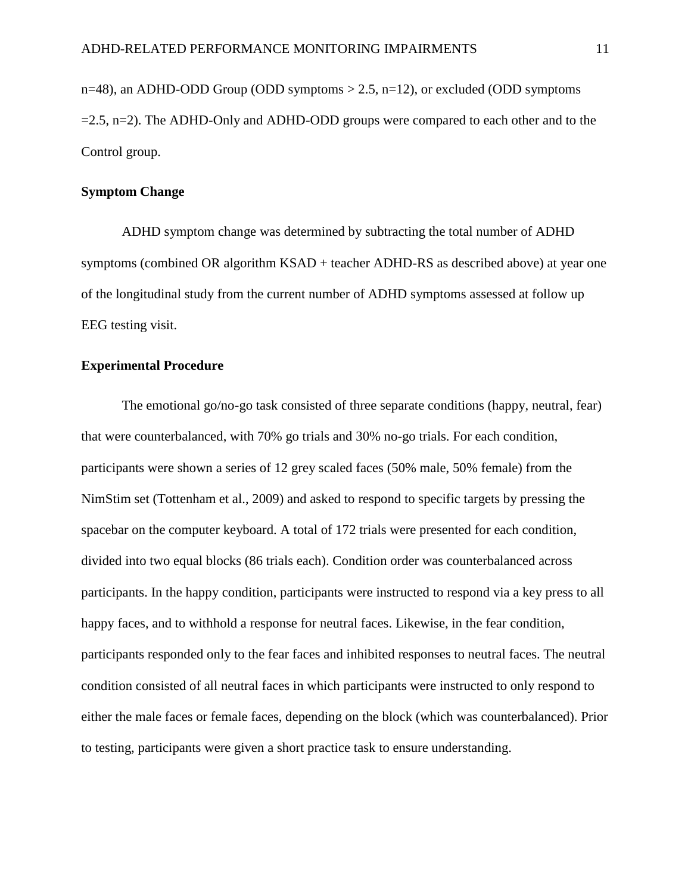n=48), an ADHD-ODD Group (ODD symptoms > 2.5, n=12), or excluded (ODD symptoms =2.5, n=2). The ADHD-Only and ADHD-ODD groups were compared to each other and to the Control group.

**Symptom Change**

ADHD symptom change was determined by subtracting the total number of ADHD symptoms (combined OR algorithm KSAD + teacher ADHD-RS as described above) at year one of the longitudinal study from the current number of ADHD symptoms assessed at follow up EEG testing visit.

**Experimental Procedure**

The emotional go/no-go task consisted of three separate conditions (happy, neutral, fear) that were counterbalanced, with 70% go trials and 30% no-go trials. For each condition, participants were shown a series of 12 grey scaled faces (50% male, 50% female) from the NimStim set (Tottenham et al., 2009) and asked to respond to specific targets by pressing the spacebar on the computer keyboard. A total of 172 trials were presented for each condition, divided into two equal blocks (86 trials each). Condition order was counterbalanced across participants. In the happy condition, participants were instructed to respond via a key press to all happy faces, and to withhold a response for neutral faces. Likewise, in the fear condition, participants responded only to the fear faces and inhibited responses to neutral faces. The neutral condition consisted of all neutral faces in which participants were instructed to only respond to either the male faces or female faces, depending on the block (which was counterbalanced). Prior to testing, participants were given a short practice task to ensure understanding.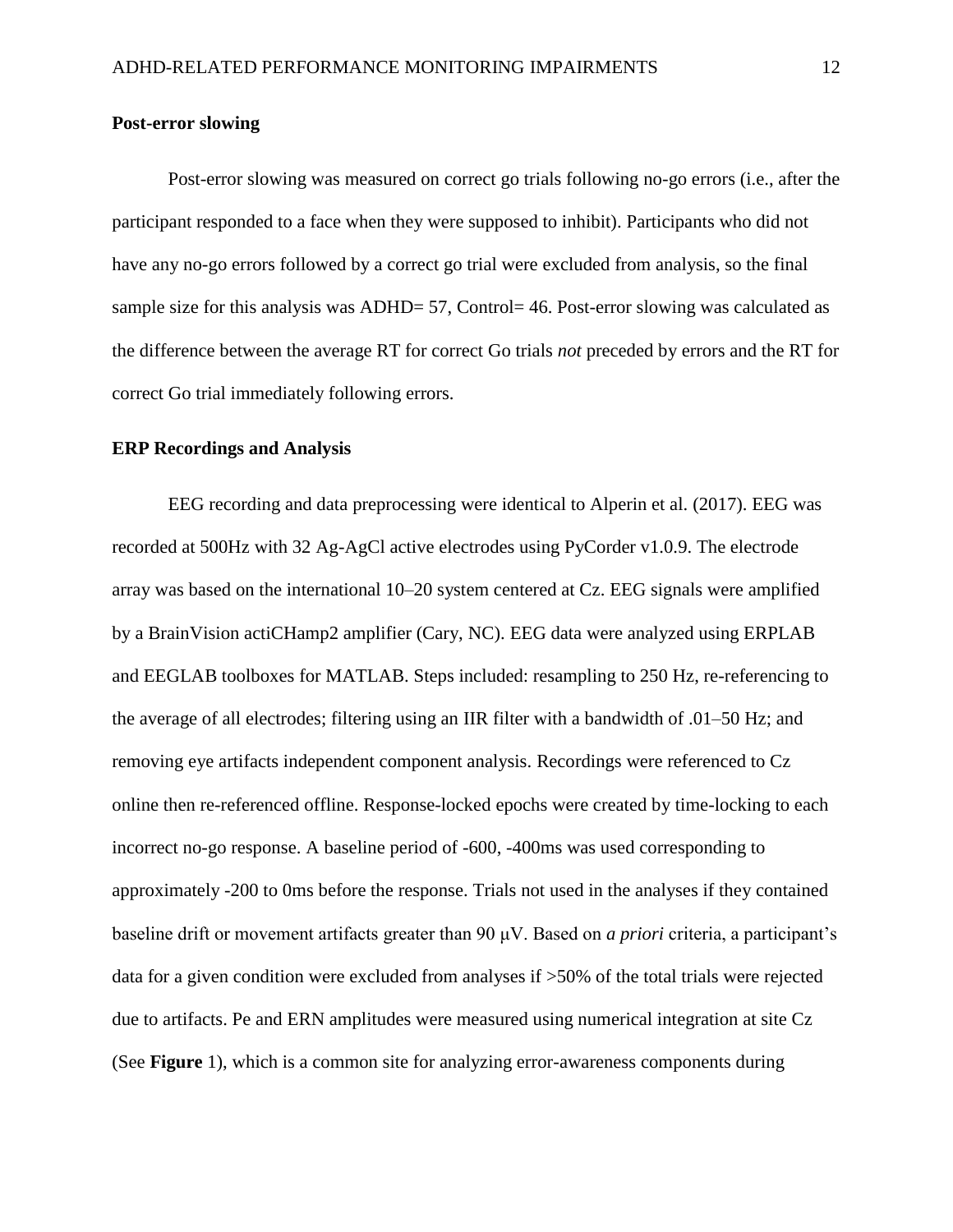### Post-error slowing

Post-error slowing was measured on correct go trials following no-go errors (i.e., after the participant responded to a face when they were supposed to inhibit). Participants who did not have any no-go errors followed by a correct go trial were excluded from analysis, so the final sample size for this analysis was ADHD= 57, Control= 46. Post-error slowing was calculated as the difference between the average RT for correct Go trials *not* preceded by errors and the RT for correct Go trial immediately following errors.

### ERP Recordings and Analysis

EEG recording and data preprocessing were identical to Alperin et al. (2017). EEG was recorded at 500Hz with 32 Ag-AgCl active electrodes using PyCorder v1.0.9. The electrode array was based on the international 10–20 system centered at Cz. EEG signals were amplified by a BrainVision actiCHamp2 amplifier (Cary, NC). EEG data were analyzed using ERPLAB and EEGLAB toolboxes for MATLAB. Steps included: resampling to 250 Hz, re-referencing to the average of all electrodes; filtering using an IIR filter with a bandwidth of .01–50 Hz; and removing eye artifacts independent component analysis. Recordings were referenced to Cz online then re-referenced offline. Response-locked epochs were created by time-locking to each incorrect no-go response. A baseline period of -600, -400ms was used corresponding to approximately -200 to 0ms before the response. Trials not used in the analyses if they contained baseline drift or movement artifacts greater than 90 μV. Based on *a priori* criteria, a participant's data for a given condition were excluded from analyses if >50% of the total trials were rejected due to artifacts. Pe and ERN amplitudes were measured using numerical integration at site Cz (See **Figure** 1), which is a common site for analyzing error-awareness components during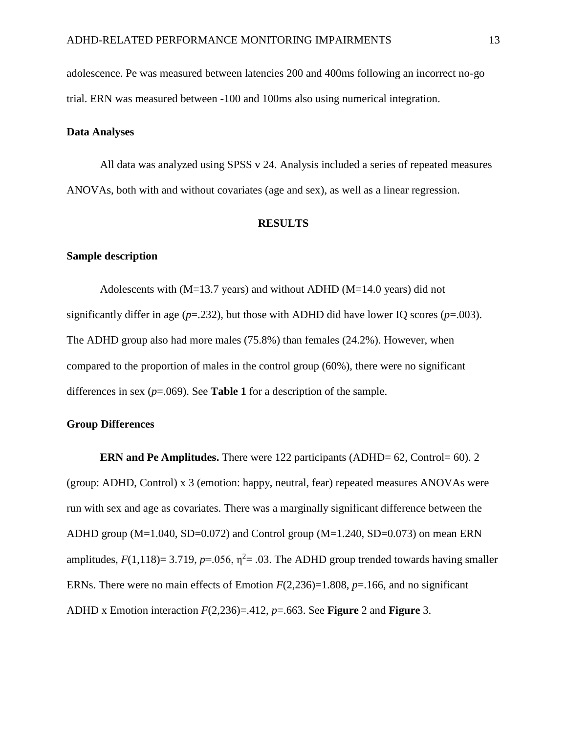adolescence. Pe was measured between latencies 200 and 400ms following an incorrect no-go trial. ERN was measured between -100 and 100ms also using numerical integration.

## Data Analyses

All data was analyzed using SPSS v 24. Analysis included a series of repeated measures ANOVAs, both with and without covariates (age and sex), as well as a linear regression.

# RESULTS

## Sample description

Adolescents with (M=13.7 years) and without ADHD (M=14.0 years) did not significantly differ in age ($p$=.232), but those with ADHD did have lower IQ scores ($p$=.003). The ADHD group also had more males (75.8%) than females (24.2%). However, when compared to the proportion of males in the control group (60%), there were no significant differences in sex ($p$=.069). See **Table 1** for a description of the sample.

## Group Differences

**ERN and Pe Amplitudes.** There were 122 participants (ADHD= 62, Control= 60). 2 (group: ADHD, Control) x 3 (emotion: happy, neutral, fear) repeated measures ANOVAs were run with sex and age as covariates. There was a marginally significant difference between the ADHD group (M=1.040, SD=0.072) and Control group (M=1.240, SD=0.073) on mean ERN amplitudes, $F(1,118)$= 3.719, $p$=.056, $\eta^2$= .03. The ADHD group trended towards having smaller ERNs. There were no main effects of Emotion $F(2,236)$=1.808, $p$=.166, and no significant ADHD x Emotion interaction $F(2,236)$=.412, $p$=.663. See **Figure** 2 and **Figure** 3.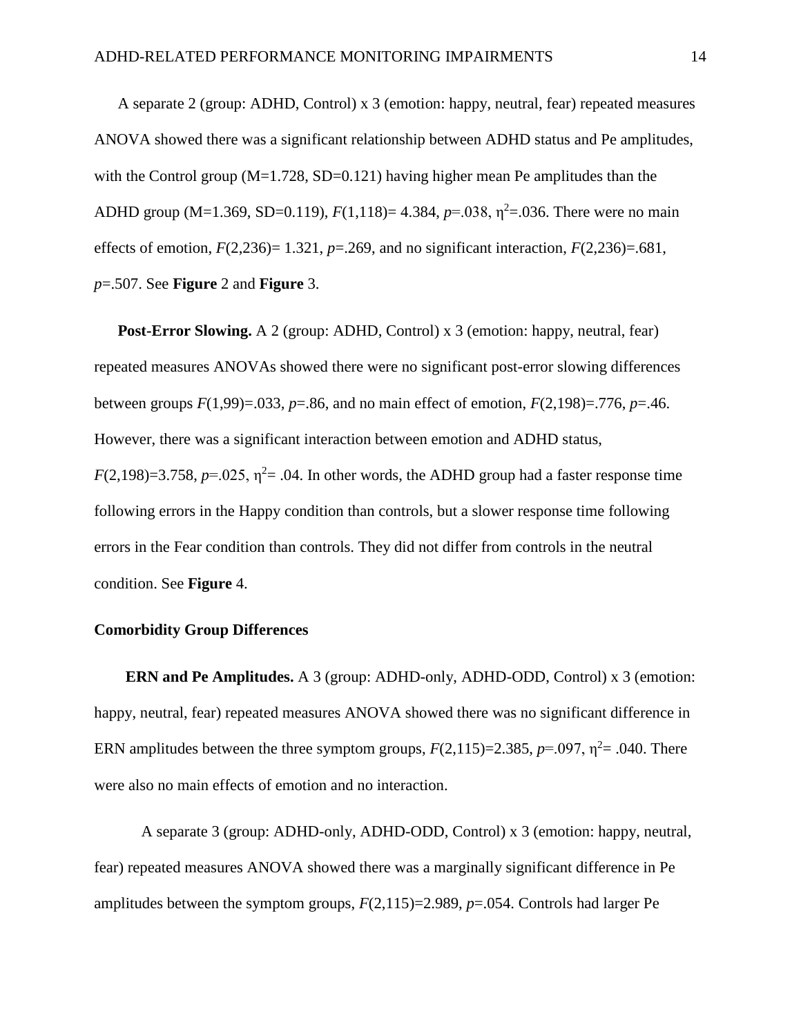A separate 2 (group: ADHD, Control) x 3 (emotion: happy, neutral, fear) repeated measures ANOVA showed there was a significant relationship between ADHD status and Pe amplitudes, with the Control group (M=1.728, SD=0.121) having higher mean Pe amplitudes than the ADHD group (M=1.369, SD=0.119), $F(1,118)= 4.384$, $p=.038$, $\eta^2=.036$. There were no main effects of emotion, $F(2,236)= 1.321$, $p=.269$, and no significant interaction, $F(2,236)=.681$, $p=.507$. See **Figure** 2 and **Figure** 3.

**Post-Error Slowing.** A 2 (group: ADHD, Control) x 3 (emotion: happy, neutral, fear) repeated measures ANOVAs showed there were no significant post-error slowing differences between groups $F(1,99)=.033$, $p=.86$, and no main effect of emotion, $F(2,198)=.776$, $p=.46$. However, there was a significant interaction between emotion and ADHD status, $F(2,198)=3.758$, $p=.025$, $\eta^2= .04$. In other words, the ADHD group had a faster response time following errors in the Happy condition than controls, but a slower response time following errors in the Fear condition than controls. They did not differ from controls in the neutral condition. See **Figure** 4.

## Comorbidity Group Differences

**ERN and Pe Amplitudes.** A 3 (group: ADHD-only, ADHD-ODD, Control) x 3 (emotion: happy, neutral, fear) repeated measures ANOVA showed there was no significant difference in ERN amplitudes between the three symptom groups, $F(2,115)=2.385$, $p=.097$, $\eta^2= .040$. There were also no main effects of emotion and no interaction.

A separate 3 (group: ADHD-only, ADHD-ODD, Control) x 3 (emotion: happy, neutral, fear) repeated measures ANOVA showed there was a marginally significant difference in Pe amplitudes between the symptom groups, $F(2,115)=2.989$, $p=.054$. Controls had larger Pe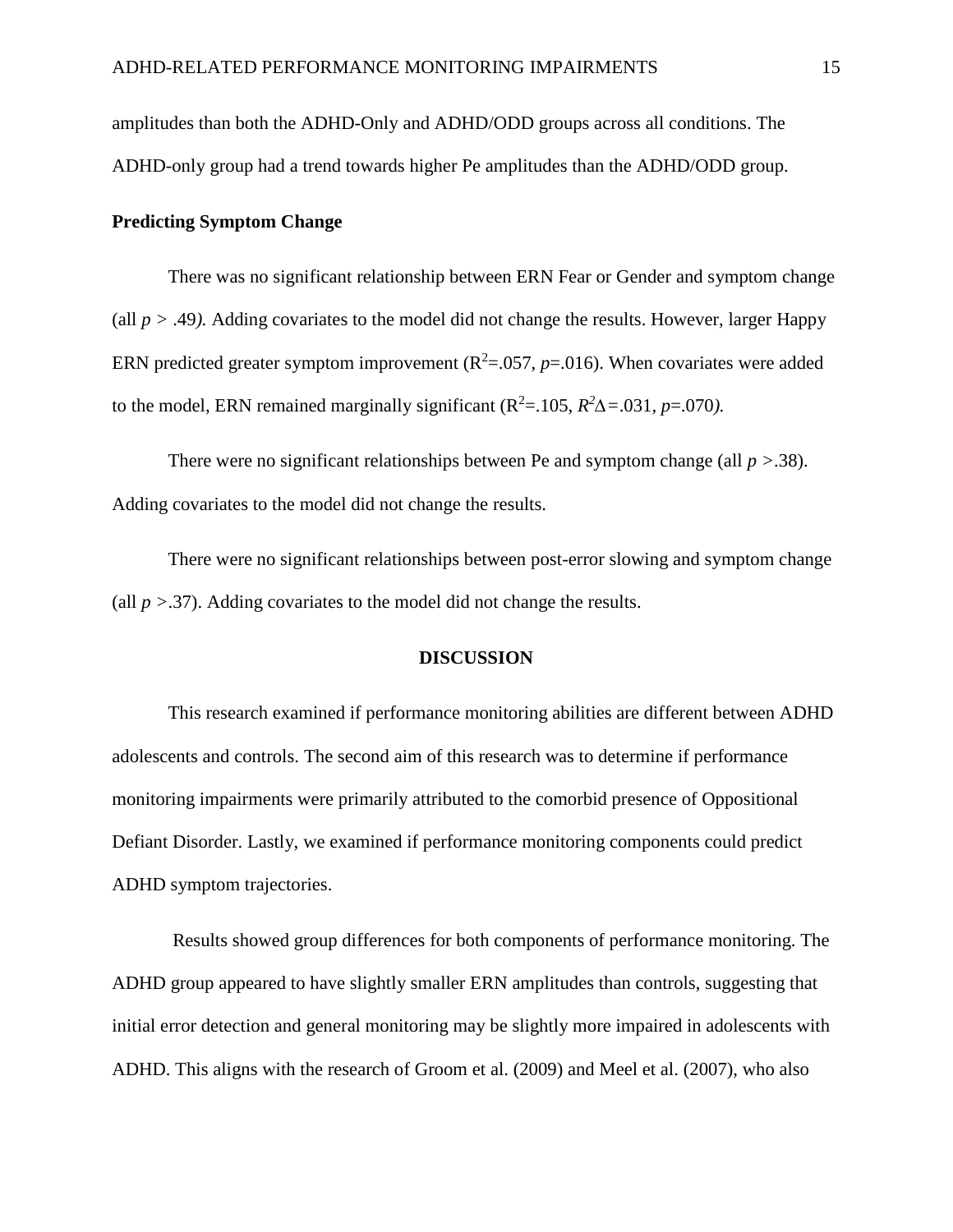amplitudes than both the ADHD-Only and ADHD/ODD groups across all conditions. The ADHD-only group had a trend towards higher Pe amplitudes than the ADHD/ODD group.

**Predicting Symptom Change**

There was no significant relationship between ERN Fear or Gender and symptom change (all $p > .49$). Adding covariates to the model did not change the results. However, larger Happy ERN predicted greater symptom improvement ($R^2$=.057, $p$=.016). When covariates were added to the model, ERN remained marginally significant ($R^2$=.105, $R^2\Delta$=.031, $p$=.070).

There were no significant relationships between Pe and symptom change (all $p > .38$). Adding covariates to the model did not change the results.

There were no significant relationships between post-error slowing and symptom change (all $p > .37$). Adding covariates to the model did not change the results.

## DISCUSSION

This research examined if performance monitoring abilities are different between ADHD adolescents and controls. The second aim of this research was to determine if performance monitoring impairments were primarily attributed to the comorbid presence of Oppositional Defiant Disorder. Lastly, we examined if performance monitoring components could predict ADHD symptom trajectories.

Results showed group differences for both components of performance monitoring. The ADHD group appeared to have slightly smaller ERN amplitudes than controls, suggesting that initial error detection and general monitoring may be slightly more impaired in adolescents with ADHD. This aligns with the research of Groom et al. (2009) and Meel et al. (2007), who also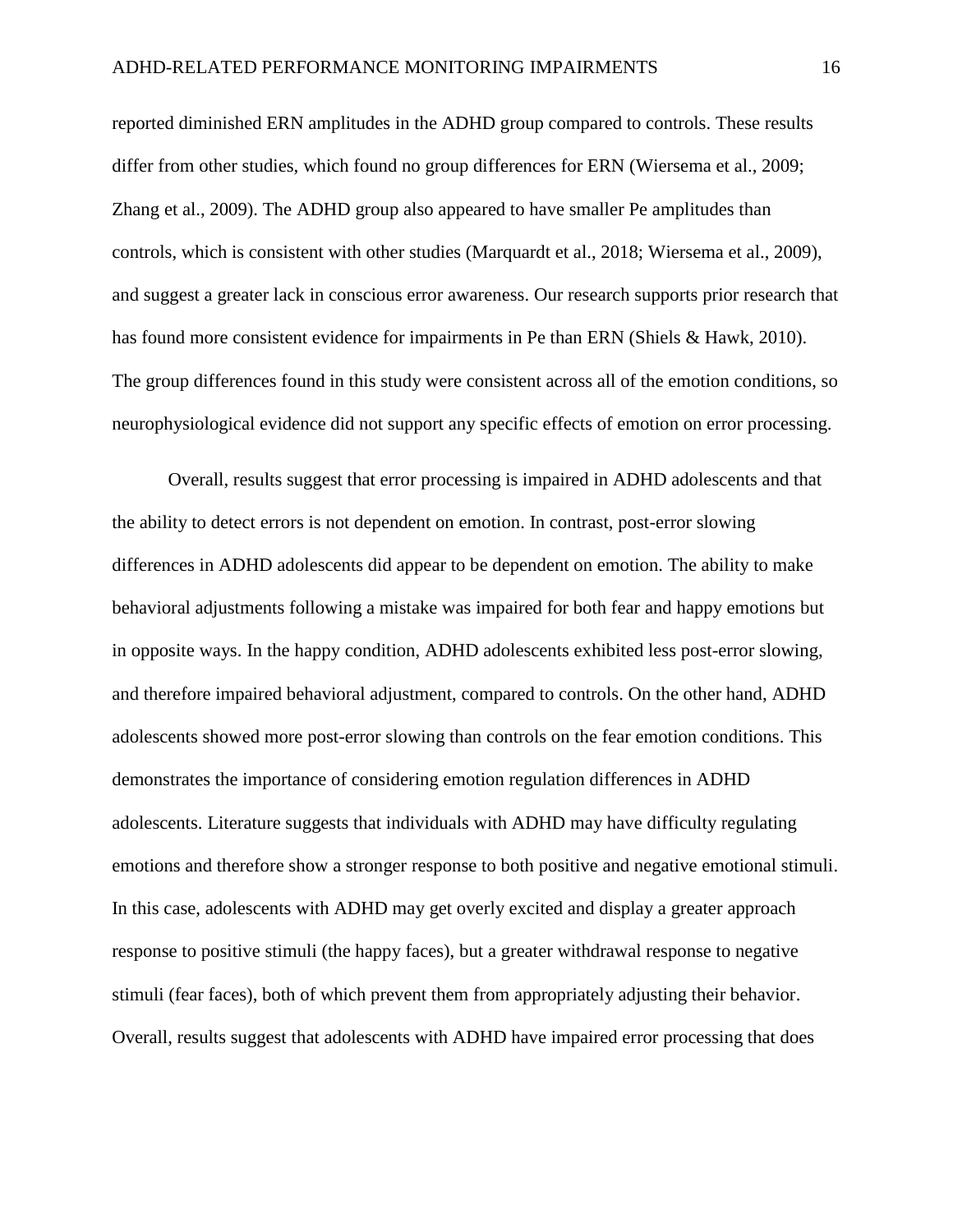reported diminished ERN amplitudes in the ADHD group compared to controls. These results differ from other studies, which found no group differences for ERN (Wiersema et al., 2009; Zhang et al., 2009). The ADHD group also appeared to have smaller Pe amplitudes than controls, which is consistent with other studies (Marquardt et al., 2018; Wiersema et al., 2009), and suggest a greater lack in conscious error awareness. Our research supports prior research that has found more consistent evidence for impairments in Pe than ERN (Shiels & Hawk, 2010). The group differences found in this study were consistent across all of the emotion conditions, so neurophysiological evidence did not support any specific effects of emotion on error processing.

Overall, results suggest that error processing is impaired in ADHD adolescents and that the ability to detect errors is not dependent on emotion. In contrast, post-error slowing differences in ADHD adolescents did appear to be dependent on emotion. The ability to make behavioral adjustments following a mistake was impaired for both fear and happy emotions but in opposite ways. In the happy condition, ADHD adolescents exhibited less post-error slowing, and therefore impaired behavioral adjustment, compared to controls. On the other hand, ADHD adolescents showed more post-error slowing than controls on the fear emotion conditions. This demonstrates the importance of considering emotion regulation differences in ADHD adolescents. Literature suggests that individuals with ADHD may have difficulty regulating emotions and therefore show a stronger response to both positive and negative emotional stimuli. In this case, adolescents with ADHD may get overly excited and display a greater approach response to positive stimuli (the happy faces), but a greater withdrawal response to negative stimuli (fear faces), both of which prevent them from appropriately adjusting their behavior. Overall, results suggest that adolescents with ADHD have impaired error processing that does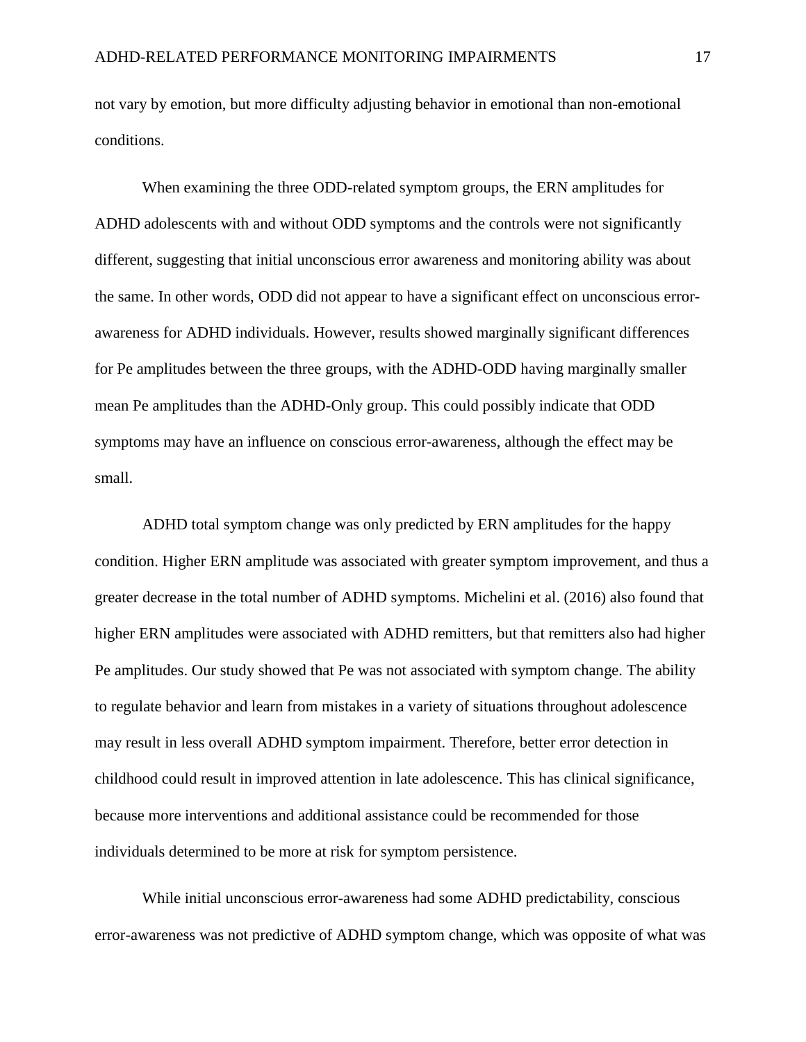not vary by emotion, but more difficulty adjusting behavior in emotional than non-emotional conditions.

When examining the three ODD-related symptom groups, the ERN amplitudes for ADHD adolescents with and without ODD symptoms and the controls were not significantly different, suggesting that initial unconscious error awareness and monitoring ability was about the same. In other words, ODD did not appear to have a significant effect on unconscious error-awareness for ADHD individuals. However, results showed marginally significant differences for Pe amplitudes between the three groups, with the ADHD-ODD having marginally smaller mean Pe amplitudes than the ADHD-Only group. This could possibly indicate that ODD symptoms may have an influence on conscious error-awareness, although the effect may be small.

ADHD total symptom change was only predicted by ERN amplitudes for the happy condition. Higher ERN amplitude was associated with greater symptom improvement, and thus a greater decrease in the total number of ADHD symptoms. Michelini et al. (2016) also found that higher ERN amplitudes were associated with ADHD remitters, but that remitters also had higher Pe amplitudes. Our study showed that Pe was not associated with symptom change. The ability to regulate behavior and learn from mistakes in a variety of situations throughout adolescence may result in less overall ADHD symptom impairment. Therefore, better error detection in childhood could result in improved attention in late adolescence. This has clinical significance, because more interventions and additional assistance could be recommended for those individuals determined to be more at risk for symptom persistence.

While initial unconscious error-awareness had some ADHD predictability, conscious error-awareness was not predictive of ADHD symptom change, which was opposite of what was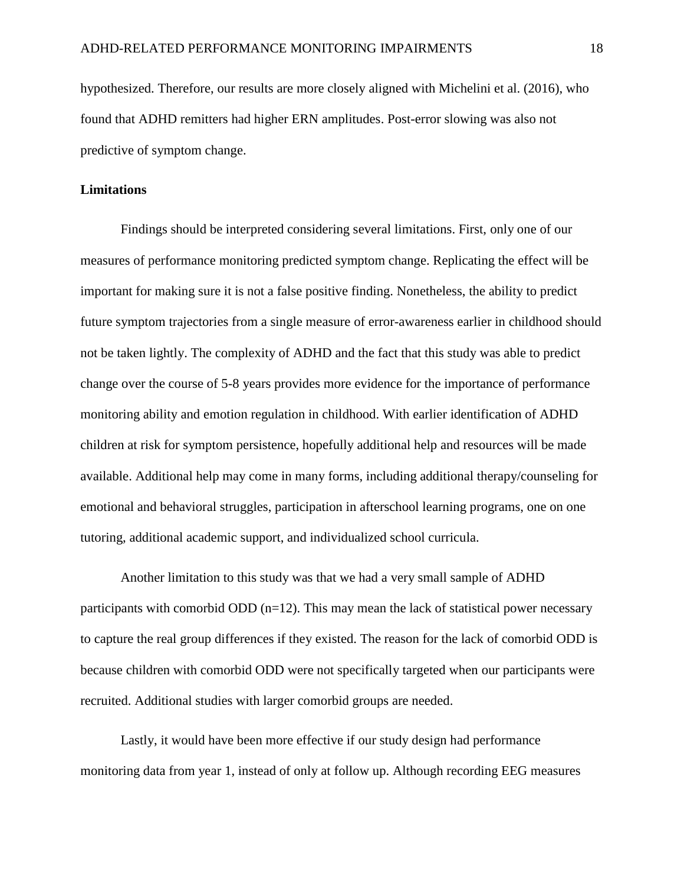hypothesized. Therefore, our results are more closely aligned with Michelini et al. (2016), who found that ADHD remitters had higher ERN amplitudes. Post-error slowing was also not predictive of symptom change.

## Limitations

Findings should be interpreted considering several limitations. First, only one of our measures of performance monitoring predicted symptom change. Replicating the effect will be important for making sure it is not a false positive finding. Nonetheless, the ability to predict future symptom trajectories from a single measure of error-awareness earlier in childhood should not be taken lightly. The complexity of ADHD and the fact that this study was able to predict change over the course of 5-8 years provides more evidence for the importance of performance monitoring ability and emotion regulation in childhood. With earlier identification of ADHD children at risk for symptom persistence, hopefully additional help and resources will be made available. Additional help may come in many forms, including additional therapy/counseling for emotional and behavioral struggles, participation in afterschool learning programs, one on one tutoring, additional academic support, and individualized school curricula.

Another limitation to this study was that we had a very small sample of ADHD participants with comorbid ODD (n=12). This may mean the lack of statistical power necessary to capture the real group differences if they existed. The reason for the lack of comorbid ODD is because children with comorbid ODD were not specifically targeted when our participants were recruited. Additional studies with larger comorbid groups are needed.

Lastly, it would have been more effective if our study design had performance monitoring data from year 1, instead of only at follow up. Although recording EEG measures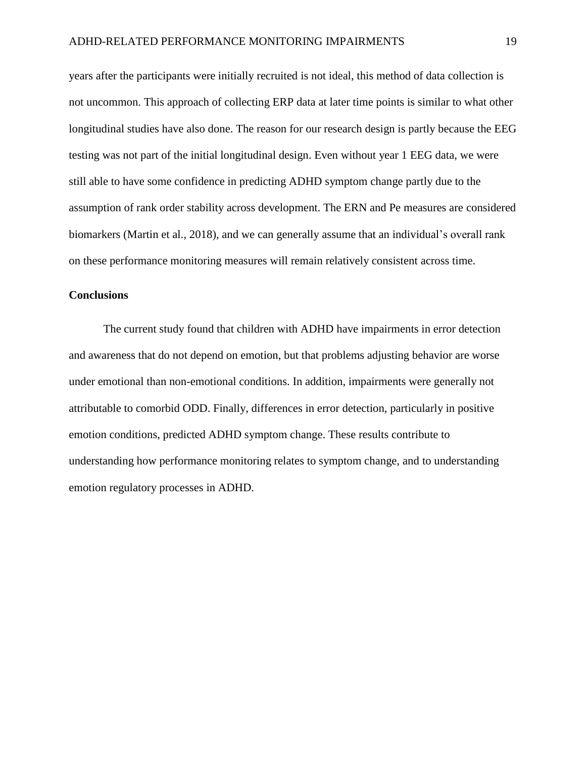years after the participants were initially recruited is not ideal, this method of data collection is not uncommon. This approach of collecting ERP data at later time points is similar to what other longitudinal studies have also done. The reason for our research design is partly because the EEG testing was not part of the initial longitudinal design. Even without year 1 EEG data, we were still able to have some confidence in predicting ADHD symptom change partly due to the assumption of rank order stability across development. The ERN and Pe measures are considered biomarkers (Martin et al., 2018), and we can generally assume that an individual's overall rank on these performance monitoring measures will remain relatively consistent across time.

## Conclusions

The current study found that children with ADHD have impairments in error detection and awareness that do not depend on emotion, but that problems adjusting behavior are worse under emotional than non-emotional conditions. In addition, impairments were generally not attributable to comorbid ODD. Finally, differences in error detection, particularly in positive emotion conditions, predicted ADHD symptom change. These results contribute to understanding how performance monitoring relates to symptom change, and to understanding emotion regulatory processes in ADHD.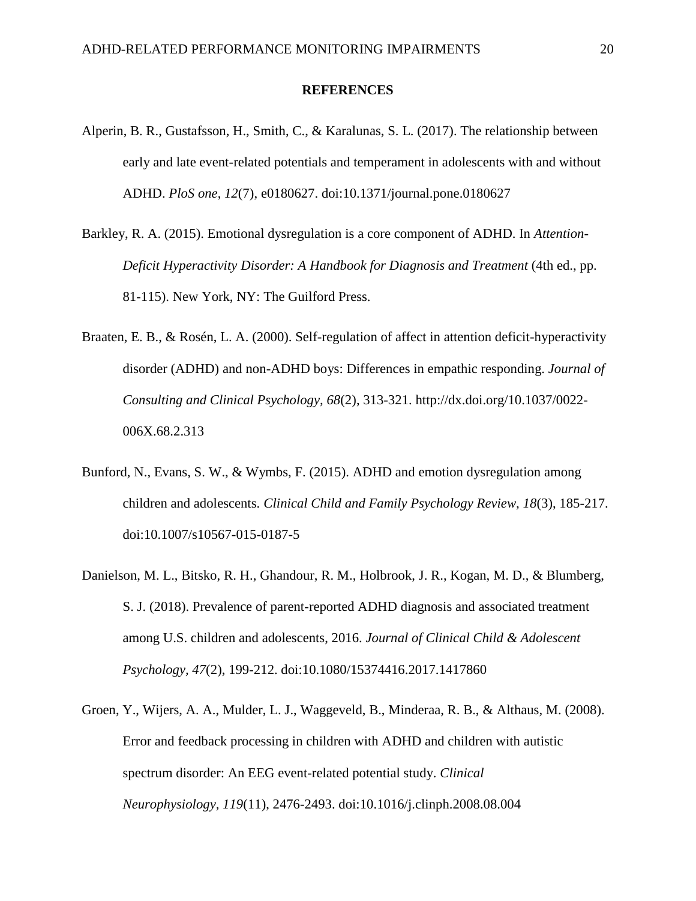## REFERENCES

Alperin, B. R., Gustafsson, H., Smith, C., & Karalunas, S. L. (2017). The relationship between early and late event-related potentials and temperament in adolescents with and without ADHD. *PloS one*, *12*(7), e0180627. doi:10.1371/journal.pone.0180627

Barkley, R. A. (2015). Emotional dysregulation is a core component of ADHD. In *Attention-Deficit Hyperactivity Disorder: A Handbook for Diagnosis and Treatment* (4th ed., pp. 81-115). New York, NY: The Guilford Press.

Braaten, E. B., & Rosén, L. A. (2000). Self-regulation of affect in attention deficit-hyperactivity disorder (ADHD) and non-ADHD boys: Differences in empathic responding. *Journal of Consulting and Clinical Psychology, 68*(2), 313-321. http://dx.doi.org/10.1037/0022-006X.68.2.313

Bunford, N., Evans, S. W., & Wymbs, F. (2015). ADHD and emotion dysregulation among children and adolescents. *Clinical Child and Family Psychology Review, 18*(3), 185-217. doi:10.1007/s10567-015-0187-5

Danielson, M. L., Bitsko, R. H., Ghandour, R. M., Holbrook, J. R., Kogan, M. D., & Blumberg, S. J. (2018). Prevalence of parent-reported ADHD diagnosis and associated treatment among U.S. children and adolescents, 2016. *Journal of Clinical Child & Adolescent Psychology, 47*(2), 199-212. doi:10.1080/15374416.2017.1417860

Groen, Y., Wijers, A. A., Mulder, L. J., Waggeveld, B., Minderaa, R. B., & Althaus, M. (2008). Error and feedback processing in children with ADHD and children with autistic spectrum disorder: An EEG event-related potential study. *Clinical Neurophysiology, 119*(11), 2476-2493. doi:10.1016/j.clinph.2008.08.004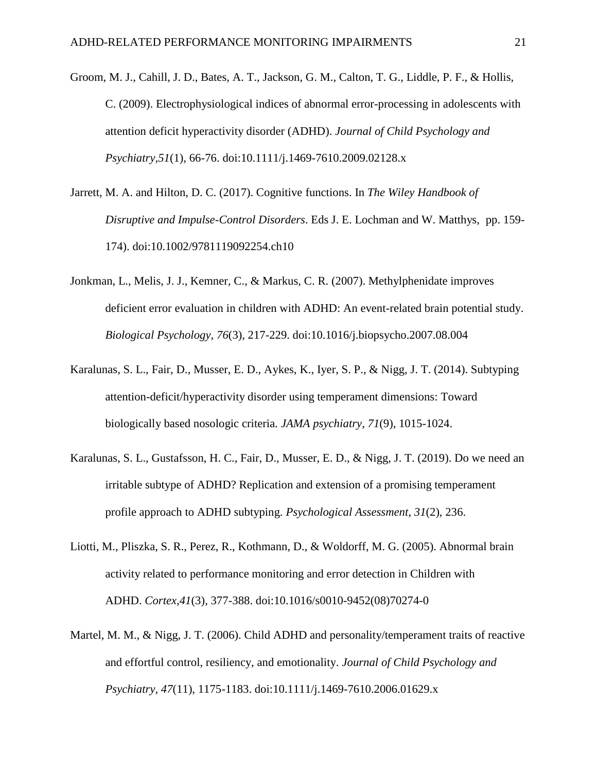Groom, M. J., Cahill, J. D., Bates, A. T., Jackson, G. M., Calton, T. G., Liddle, P. F., & Hollis, C. (2009). Electrophysiological indices of abnormal error-processing in adolescents with attention deficit hyperactivity disorder (ADHD). *Journal of Child Psychology and Psychiatry,51*(1), 66-76. doi:10.1111/j.1469-7610.2009.02128.x

Jarrett, M. A. and Hilton, D. C. (2017). Cognitive functions. In *The Wiley Handbook of Disruptive and Impulse-Control Disorders*. Eds J. E. Lochman and W. Matthys, pp. 159-174). doi:10.1002/9781119092254.ch10

Jonkman, L., Melis, J. J., Kemner, C., & Markus, C. R. (2007). Methylphenidate improves deficient error evaluation in children with ADHD: An event-related brain potential study. *Biological Psychology, 76*(3), 217-229. doi:10.1016/j.biopsycho.2007.08.004

Karalunas, S. L., Fair, D., Musser, E. D., Aykes, K., Iyer, S. P., & Nigg, J. T. (2014). Subtyping attention-deficit/hyperactivity disorder using temperament dimensions: Toward biologically based nosologic criteria. *JAMA psychiatry*, *71*(9), 1015-1024.

Karalunas, S. L., Gustafsson, H. C., Fair, D., Musser, E. D., & Nigg, J. T. (2019). Do we need an irritable subtype of ADHD? Replication and extension of a promising temperament profile approach to ADHD subtyping. *Psychological Assessment*, *31*(2), 236.

Liotti, M., Pliszka, S. R., Perez, R., Kothmann, D., & Woldorff, M. G. (2005). Abnormal brain activity related to performance monitoring and error detection in Children with ADHD. *Cortex,41*(3), 377-388. doi:10.1016/s0010-9452(08)70274-0

Martel, M. M., & Nigg, J. T. (2006). Child ADHD and personality/temperament traits of reactive and effortful control, resiliency, and emotionality. *Journal of Child Psychology and Psychiatry*, *47*(11), 1175-1183. doi:10.1111/j.1469-7610.2006.01629.x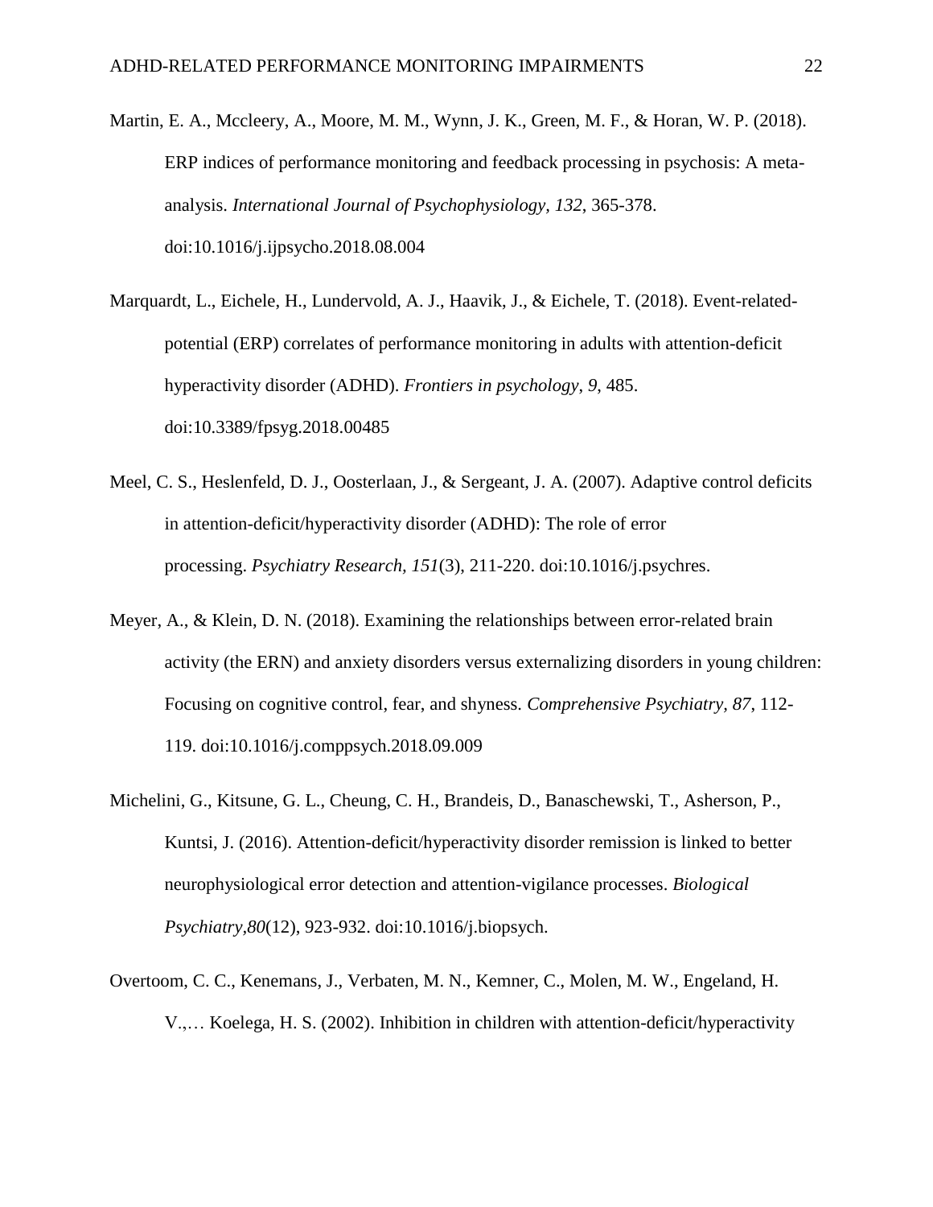Martin, E. A., Mccleery, A., Moore, M. M., Wynn, J. K., Green, M. F., & Horan, W. P. (2018). ERP indices of performance monitoring and feedback processing in psychosis: A meta-analysis. *International Journal of Psychophysiology*, *132*, 365-378. doi:10.1016/j.ijpsycho.2018.08.004

Marquardt, L., Eichele, H., Lundervold, A. J., Haavik, J., & Eichele, T. (2018). Event-related-potential (ERP) correlates of performance monitoring in adults with attention-deficit hyperactivity disorder (ADHD). *Frontiers in psychology*, *9*, 485. doi:10.3389/fpsyg.2018.00485

Meel, C. S., Heslenfeld, D. J., Oosterlaan, J., & Sergeant, J. A. (2007). Adaptive control deficits in attention-deficit/hyperactivity disorder (ADHD): The role of error processing. *Psychiatry Research, 151*(3), 211-220. doi:10.1016/j.psychres.

Meyer, A., & Klein, D. N. (2018). Examining the relationships between error-related brain activity (the ERN) and anxiety disorders versus externalizing disorders in young children: Focusing on cognitive control, fear, and shyness. *Comprehensive Psychiatry, 87*, 112-119. doi:10.1016/j.comppsych.2018.09.009

Michelini, G., Kitsune, G. L., Cheung, C. H., Brandeis, D., Banaschewski, T., Asherson, P., Kuntsi, J. (2016). Attention-deficit/hyperactivity disorder remission is linked to better neurophysiological error detection and attention-vigilance processes. *Biological Psychiatry,80*(12), 923-932. doi:10.1016/j.biopsych.

Overtoom, C. C., Kenemans, J., Verbaten, M. N., Kemner, C., Molen, M. W., Engeland, H. V.,… Koelega, H. S. (2002). Inhibition in children with attention-deficit/hyperactivity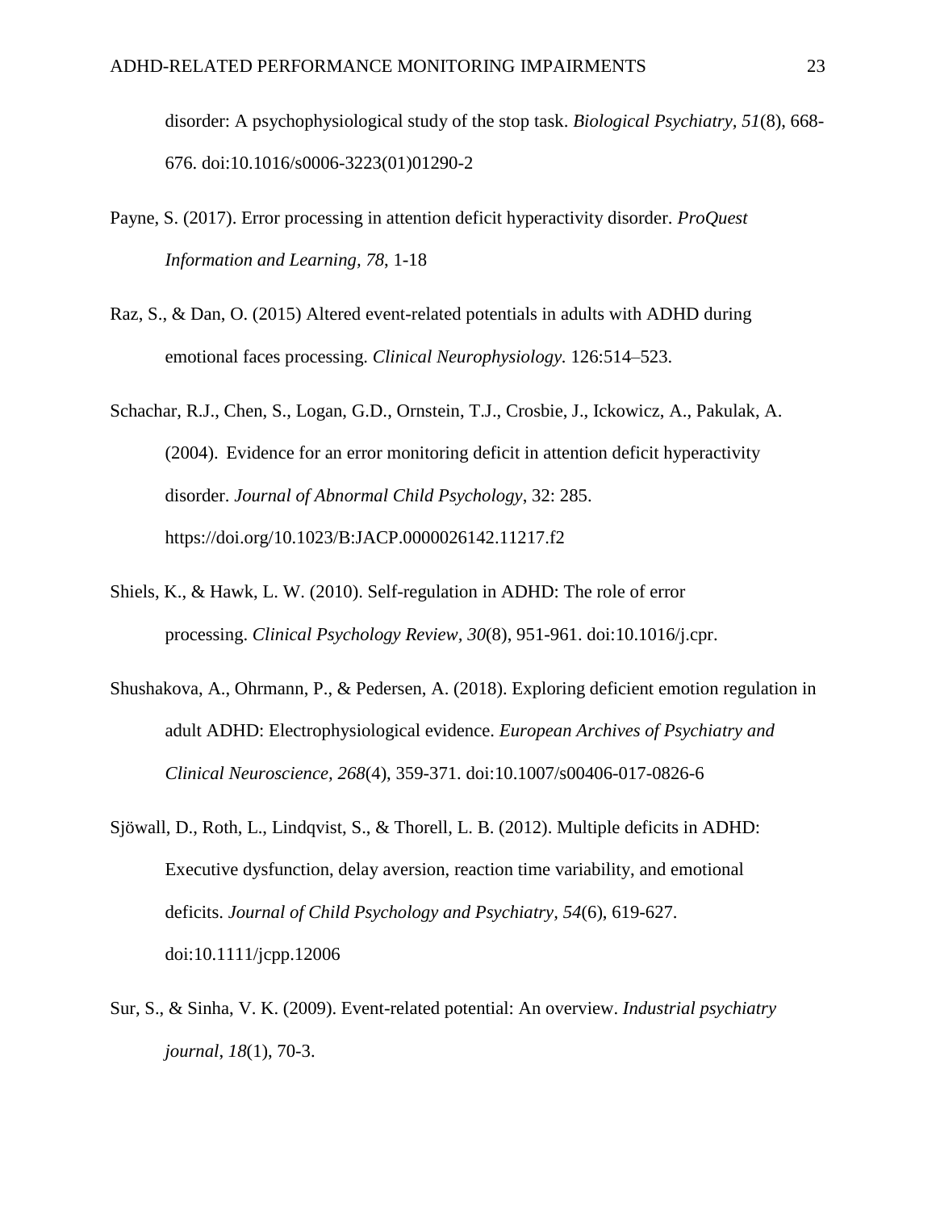disorder: A psychophysiological study of the stop task. *Biological Psychiatry*, *51*(8), 668-676. doi:10.1016/s0006-3223(01)01290-2

Payne, S. (2017). Error processing in attention deficit hyperactivity disorder. *ProQuest Information and Learning, 78*, 1-18

Raz, S., & Dan, O. (2015) Altered event-related potentials in adults with ADHD during emotional faces processing. *Clinical Neurophysiology.* 126:514–523.

Schachar, R.J., Chen, S., Logan, G.D., Ornstein, T.J., Crosbie, J., Ickowicz, A., Pakulak, A. (2004). Evidence for an error monitoring deficit in attention deficit hyperactivity disorder. *Journal of Abnormal Child Psychology*, 32: 285. https://doi.org/10.1023/B:JACP.0000026142.11217.f2

Shiels, K., & Hawk, L. W. (2010). Self-regulation in ADHD: The role of error processing. *Clinical Psychology Review*, *30*(8), 951-961. doi:10.1016/j.cpr.

Shushakova, A., Ohrmann, P., & Pedersen, A. (2018). Exploring deficient emotion regulation in adult ADHD: Electrophysiological evidence. *European Archives of Psychiatry and Clinical Neuroscience*, *268*(4), 359-371. doi:10.1007/s00406-017-0826-6

Sjöwall, D., Roth, L., Lindqvist, S., & Thorell, L. B. (2012). Multiple deficits in ADHD: Executive dysfunction, delay aversion, reaction time variability, and emotional deficits. *Journal of Child Psychology and Psychiatry, 54*(6), 619-627. doi:10.1111/jcpp.12006

Sur, S., & Sinha, V. K. (2009). Event-related potential: An overview. *Industrial psychiatry journal*, *18*(1), 70-3.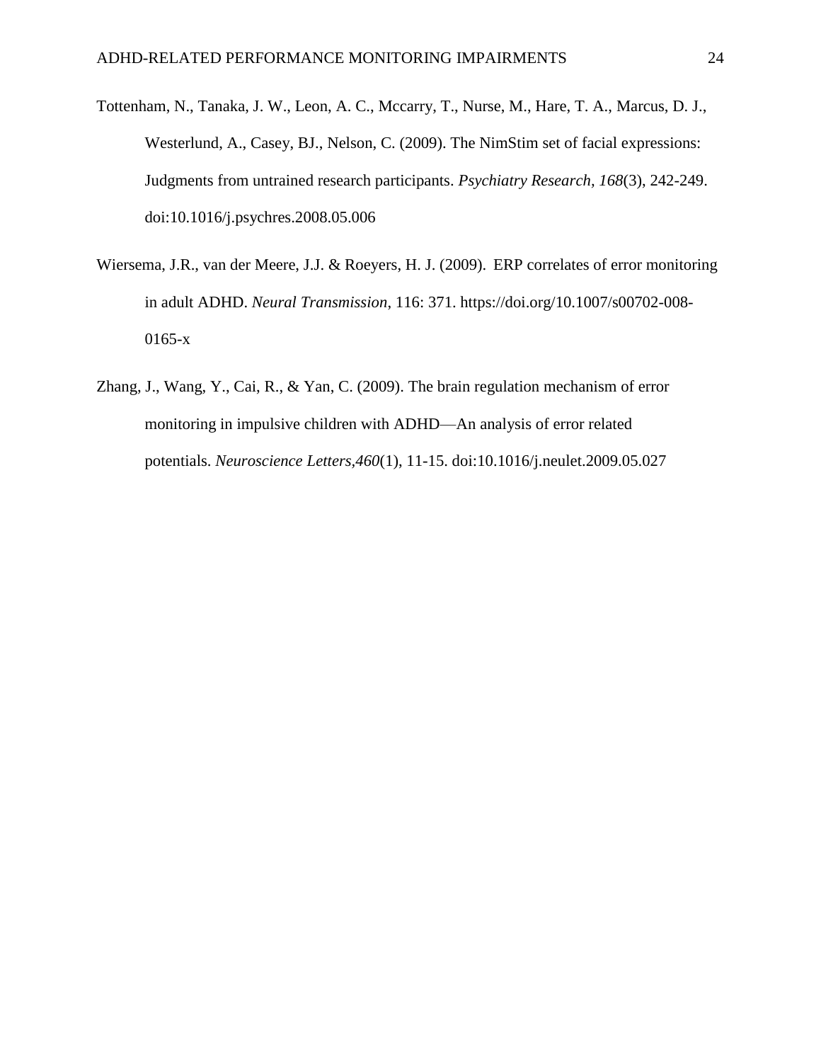Tottenham, N., Tanaka, J. W., Leon, A. C., Mccarry, T., Nurse, M., Hare, T. A., Marcus, D. J., Westerlund, A., Casey, BJ., Nelson, C. (2009). The NimStim set of facial expressions: Judgments from untrained research participants. *Psychiatry Research, 168*(3), 242-249. doi:10.1016/j.psychres.2008.05.006

Wiersema, J.R., van der Meere, J.J. & Roeyers, H. J. (2009). ERP correlates of error monitoring in adult ADHD. *Neural Transmission*, 116: 371. https://doi.org/10.1007/s00702-008-0165-x

Zhang, J., Wang, Y., Cai, R., & Yan, C. (2009). The brain regulation mechanism of error monitoring in impulsive children with ADHD—An analysis of error related potentials. *Neuroscience Letters,460*(1), 11-15. doi:10.1016/j.neulet.2009.05.027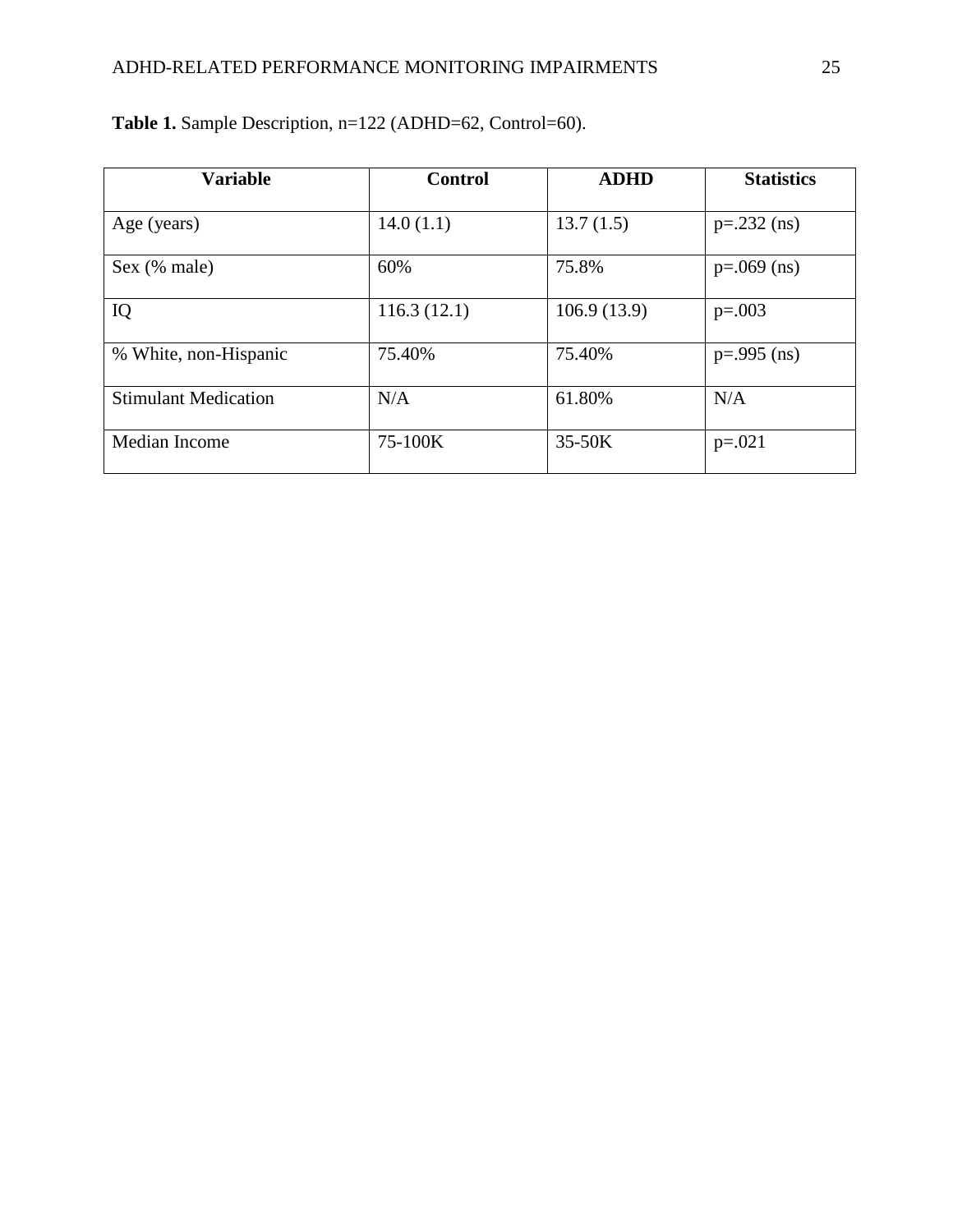**Table 1.** Sample Description, n=122 (ADHD=62, Control=60).

| Variable | Control | ADHD | Statistics |
|---|---|---|---|
| Age (years) | 14.0 (1.1) | 13.7 (1.5) | p=.232 (ns) |
| Sex (% male) | 60% | 75.8% | p=.069 (ns) |
| IQ | 116.3 (12.1) | 106.9 (13.9) | p=.003 |
| % White, non-Hispanic | 75.40% | 75.40% | p=.995 (ns) |
| Stimulant Medication | N/A | 61.80% | N/A |
| Median Income | 75-100K | 35-50K | p=.021 |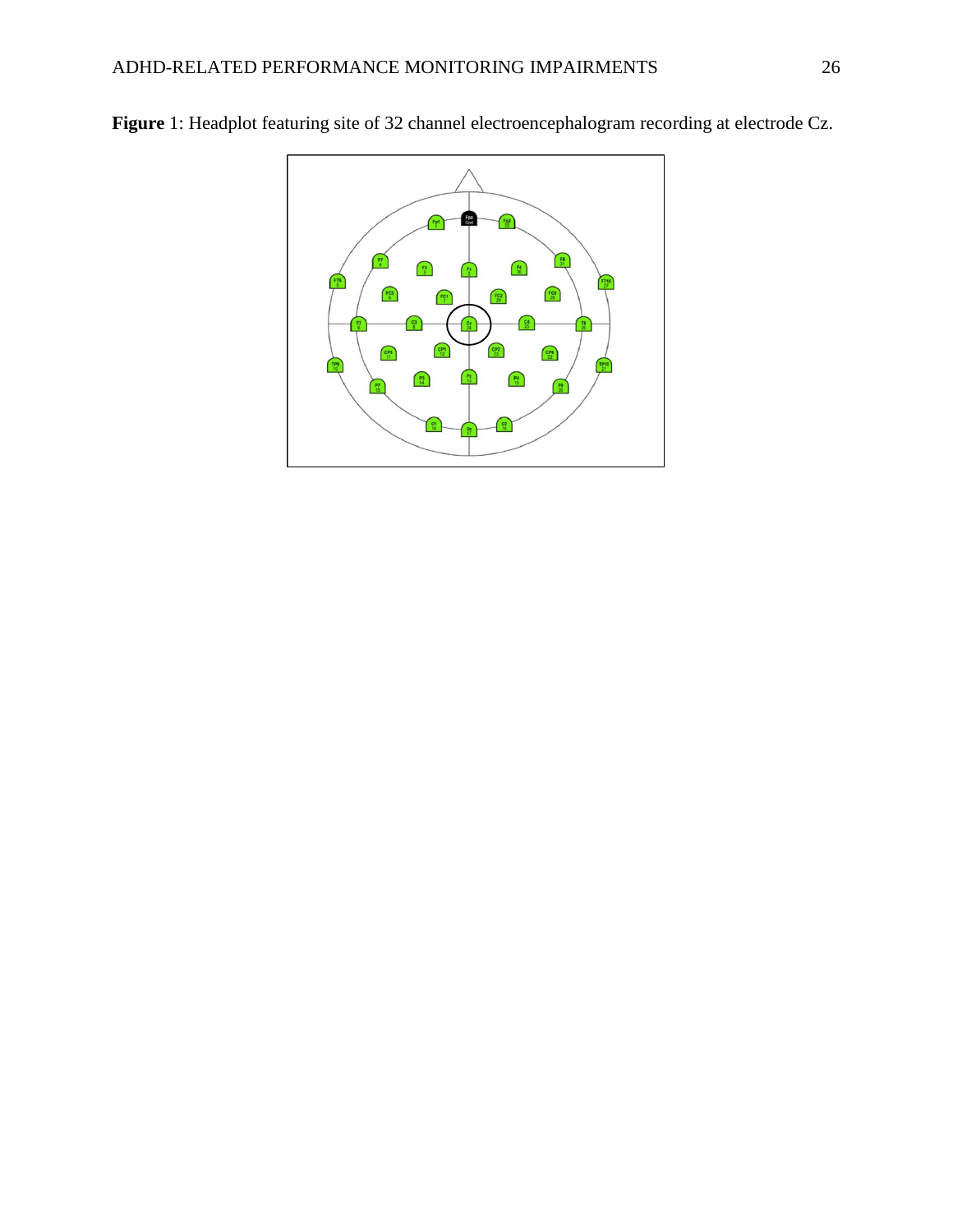**Figure** 1: Headplot featuring site of 32 channel electroencephalogram recording at electrode Cz.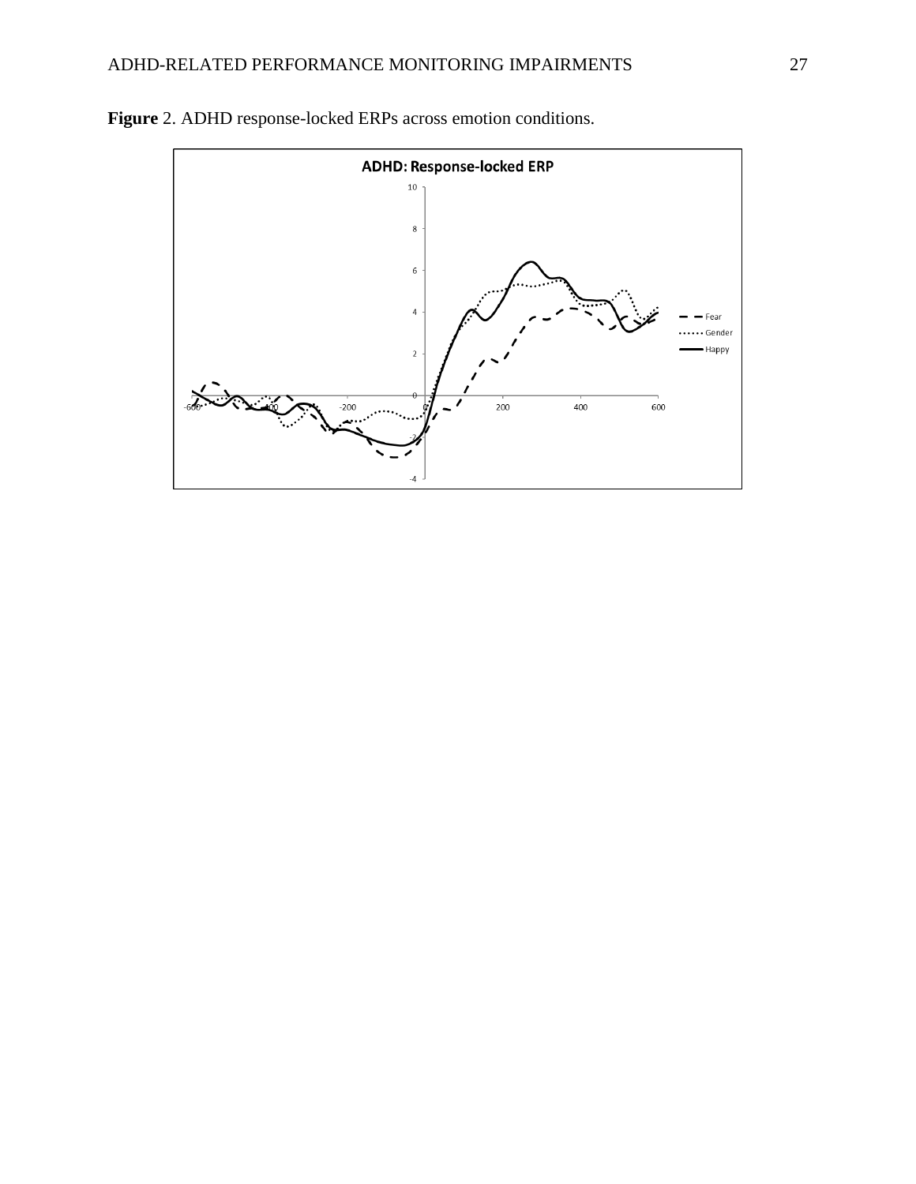**Figure** 2. ADHD response-locked ERPs across emotion conditions.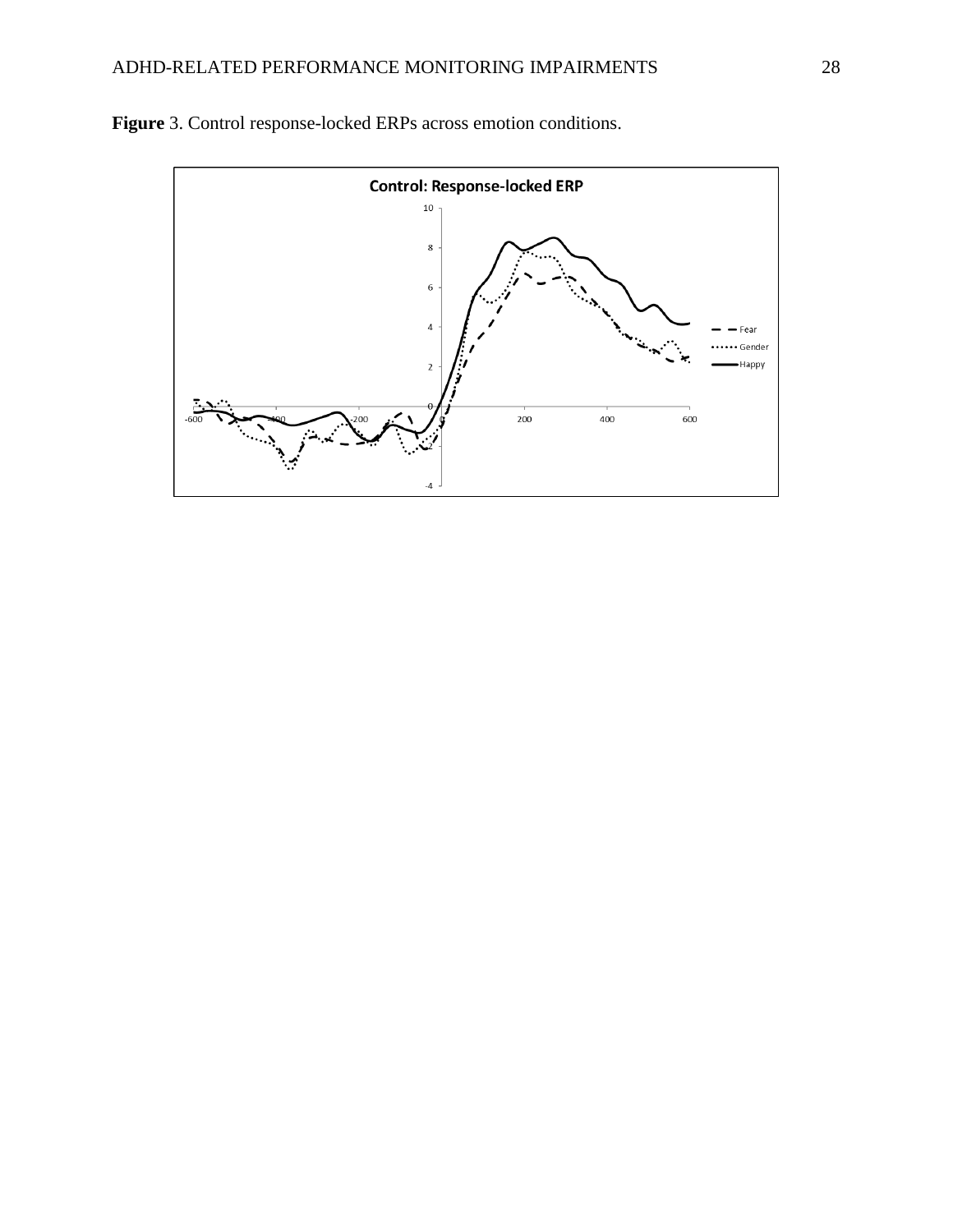**Figure** 3. Control response-locked ERPs across emotion conditions.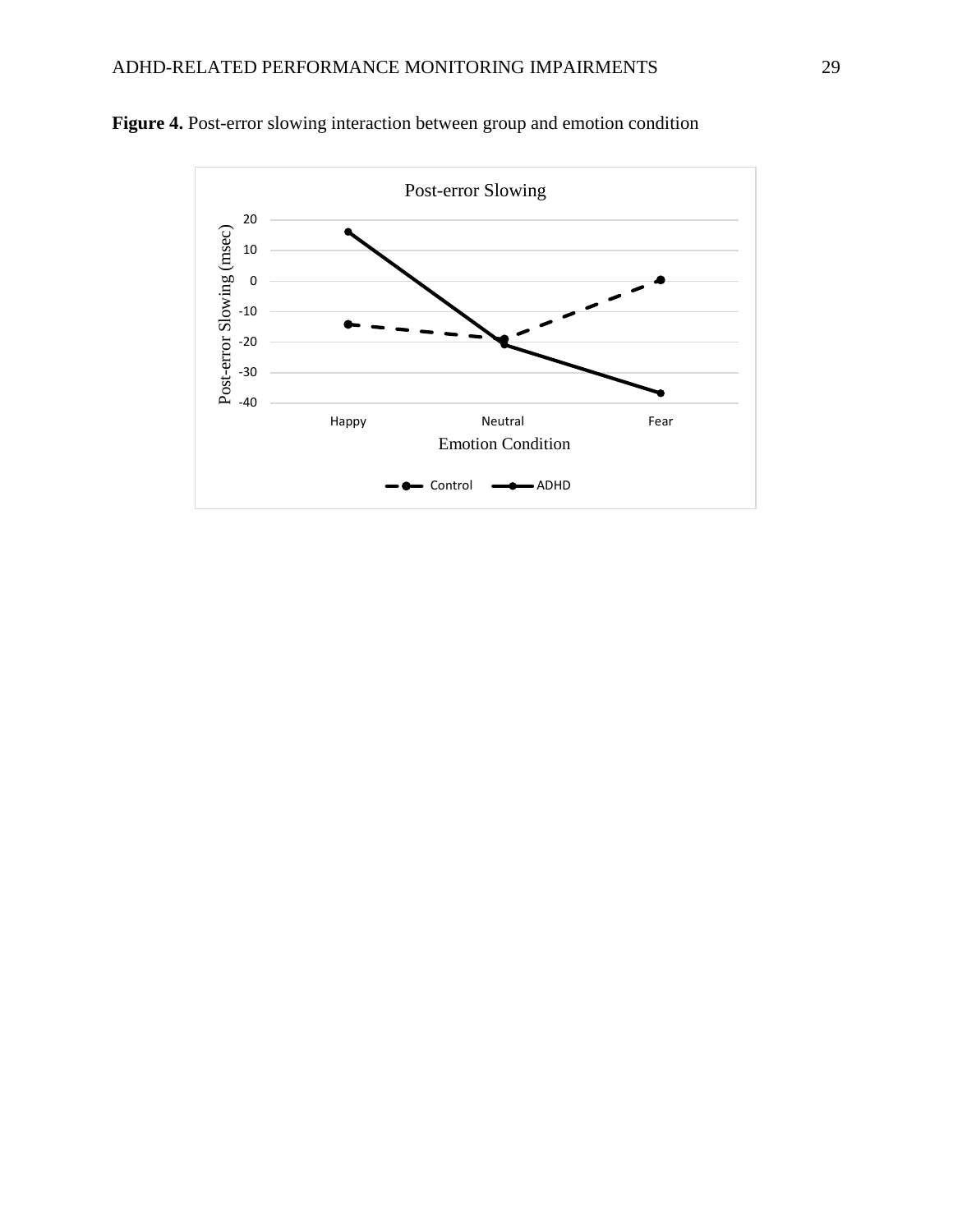**Figure 4.** Post-error slowing interaction between group and emotion condition

Post-error Slowing

Post-error Slowing (msec)

20
10
0
-10
-20
-30
-40

Happy
Neutral
Fear

Emotion Condition

Control
ADHD